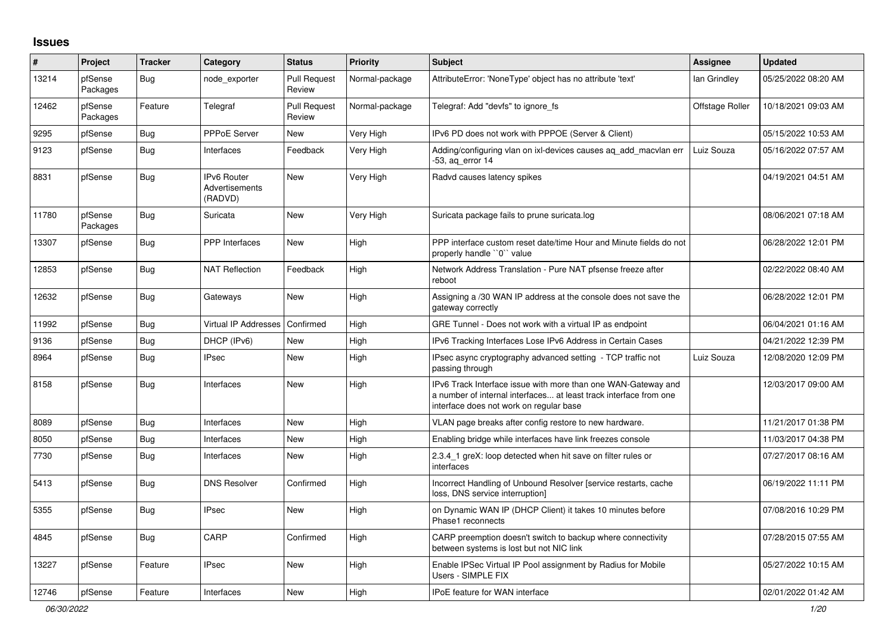# Issues

| # | Project | Tracker | Category | Status | Priority | Subject | Assignee | Updated |
|---|---|---|---|---|---|---|---|---|
| 13214 | pfSense Packages | Bug | node_exporter | Pull Request Review | Normal-package | AttributeError: 'NoneType' object has no attribute 'text' | Ian Grindley | 05/25/2022 08:20 AM |
| 12462 | pfSense Packages | Feature | Telegraf | Pull Request Review | Normal-package | Telegraf: Add "devfs" to ignore_fs | Offstage Roller | 10/18/2021 09:03 AM |
| 9295 | pfSense | Bug | PPPoE Server | New | Very High | IPv6 PD does not work with PPPOE (Server & Client) | | 05/15/2022 10:53 AM |
| 9123 | pfSense | Bug | Interfaces | Feedback | Very High | Adding/configuring vlan on ixl-devices causes aq_add_macvlan err -53, aq_error 14 | Luiz Souza | 05/16/2022 07:57 AM |
| 8831 | pfSense | Bug | IPv6 Router Advertisements (RADVD) | New | Very High | Radvd causes latency spikes | | 04/19/2021 04:51 AM |
| 11780 | pfSense Packages | Bug | Suricata | New | Very High | Suricata package fails to prune suricata.log | | 08/06/2021 07:18 AM |
| 13307 | pfSense | Bug | PPP Interfaces | New | High | PPP interface custom reset date/time Hour and Minute fields do not properly handle ``0`` value | | 06/28/2022 12:01 PM |
| 12853 | pfSense | Bug | NAT Reflection | Feedback | High | Network Address Translation - Pure NAT pfsense freeze after reboot | | 02/22/2022 08:40 AM |
| 12632 | pfSense | Bug | Gateways | New | High | Assigning a /30 WAN IP address at the console does not save the gateway correctly | | 06/28/2022 12:01 PM |
| 11992 | pfSense | Bug | Virtual IP Addresses | Confirmed | High | GRE Tunnel - Does not work with a virtual IP as endpoint | | 06/04/2021 01:16 AM |
| 9136 | pfSense | Bug | DHCP (IPv6) | New | High | IPv6 Tracking Interfaces Lose IPv6 Address in Certain Cases | | 04/21/2022 12:39 PM |
| 8964 | pfSense | Bug | IPsec | New | High | IPsec async cryptography advanced setting - TCP traffic not passing through | Luiz Souza | 12/08/2020 12:09 PM |
| 8158 | pfSense | Bug | Interfaces | New | High | IPv6 Track Interface issue with more than one WAN-Gateway and a number of internal interfaces... at least track interface from one interface does not work on regular base | | 12/03/2017 09:00 AM |
| 8089 | pfSense | Bug | Interfaces | New | High | VLAN page breaks after config restore to new hardware. | | 11/21/2017 01:38 PM |
| 8050 | pfSense | Bug | Interfaces | New | High | Enabling bridge while interfaces have link freezes console | | 11/03/2017 04:38 PM |
| 7730 | pfSense | Bug | Interfaces | New | High | 2.3.4_1 greX: loop detected when hit save on filter rules or interfaces | | 07/27/2017 08:16 AM |
| 5413 | pfSense | Bug | DNS Resolver | Confirmed | High | Incorrect Handling of Unbound Resolver [service restarts, cache loss, DNS service interruption] | | 06/19/2022 11:11 PM |
| 5355 | pfSense | Bug | IPsec | New | High | on Dynamic WAN IP (DHCP Client) it takes 10 minutes before Phase1 reconnects | | 07/08/2016 10:29 PM |
| 4845 | pfSense | Bug | CARP | Confirmed | High | CARP preemption doesn't switch to backup where connectivity between systems is lost but not NIC link | | 07/28/2015 07:55 AM |
| 13227 | pfSense | Feature | IPsec | New | High | Enable IPSec Virtual IP Pool assignment by Radius for Mobile Users - SIMPLE FIX | | 05/27/2022 10:15 AM |
| 12746 | pfSense | Feature | Interfaces | New | High | IPoE feature for WAN interface | | 02/01/2022 01:42 AM |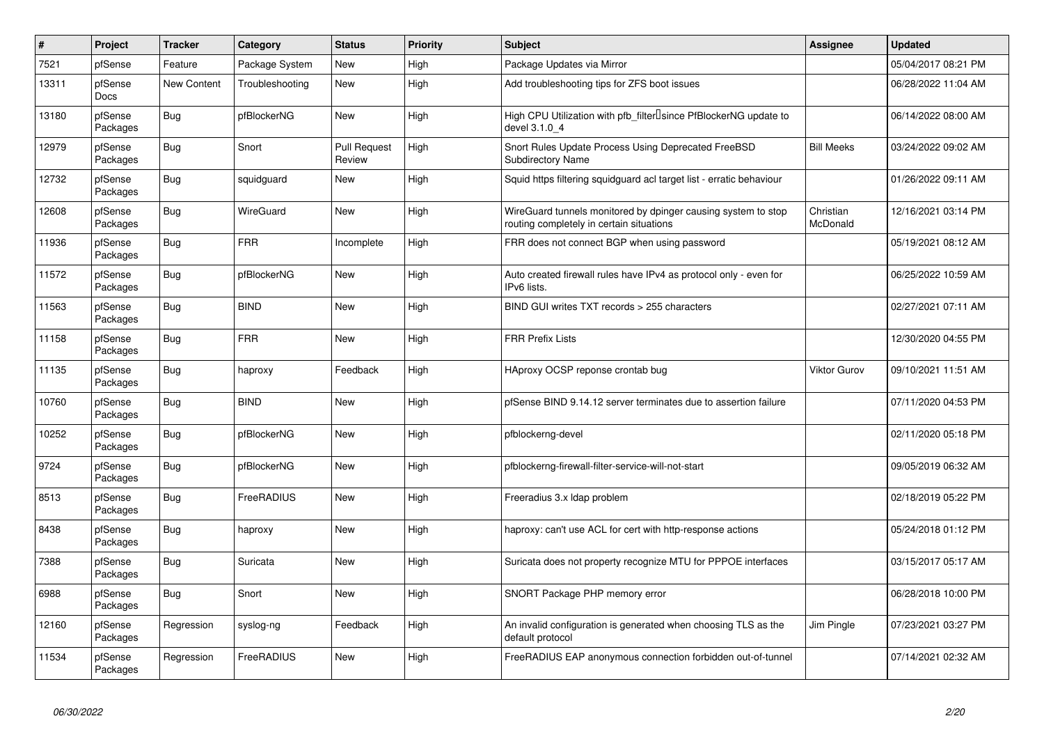| # | Project | Tracker | Category | Status | Priority | Subject | Assignee | Updated |
|---|---|---|---|---|---|---|---|---|
| 7521 | pfSense | Feature | Package System | New | High | Package Updates via Mirror | | 05/04/2017 08:21 PM |
| 13311 | pfSense Docs | New Content | Troubleshooting | New | High | Add troubleshooting tips for ZFS boot issues | | 06/28/2022 11:04 AM |
| 13180 | pfSense Packages | Bug | pfBlockerNG | New | High | High CPU Utilization with pfb_filter since PfBlockerNG update to devel 3.1.0_4 | | 06/14/2022 08:00 AM |
| 12979 | pfSense Packages | Bug | Snort | Pull Request Review | High | Snort Rules Update Process Using Deprecated FreeBSD Subdirectory Name | Bill Meeks | 03/24/2022 09:02 AM |
| 12732 | pfSense Packages | Bug | squidguard | New | High | Squid https filtering squidguard acl target list - erratic behaviour | | 01/26/2022 09:11 AM |
| 12608 | pfSense Packages | Bug | WireGuard | New | High | WireGuard tunnels monitored by dpinger causing system to stop routing completely in certain situations | Christian McDonald | 12/16/2021 03:14 PM |
| 11936 | pfSense Packages | Bug | FRR | Incomplete | High | FRR does not connect BGP when using password | | 05/19/2021 08:12 AM |
| 11572 | pfSense Packages | Bug | pfBlockerNG | New | High | Auto created firewall rules have IPv4 as protocol only - even for IPv6 lists. | | 06/25/2022 10:59 AM |
| 11563 | pfSense Packages | Bug | BIND | New | High | BIND GUI writes TXT records > 255 characters | | 02/27/2021 07:11 AM |
| 11158 | pfSense Packages | Bug | FRR | New | High | FRR Prefix Lists | | 12/30/2020 04:55 PM |
| 11135 | pfSense Packages | Bug | haproxy | Feedback | High | HAproxy OCSP reponse crontab bug | Viktor Gurov | 09/10/2021 11:51 AM |
| 10760 | pfSense Packages | Bug | BIND | New | High | pfSense BIND 9.14.12 server terminates due to assertion failure | | 07/11/2020 04:53 PM |
| 10252 | pfSense Packages | Bug | pfBlockerNG | New | High | pfblockerng-devel | | 02/11/2020 05:18 PM |
| 9724 | pfSense Packages | Bug | pfBlockerNG | New | High | pfblockerng-firewall-filter-service-will-not-start | | 09/05/2019 06:32 AM |
| 8513 | pfSense Packages | Bug | FreeRADIUS | New | High | Freeradius 3.x ldap problem | | 02/18/2019 05:22 PM |
| 8438 | pfSense Packages | Bug | haproxy | New | High | haproxy: can't use ACL for cert with http-response actions | | 05/24/2018 01:12 PM |
| 7388 | pfSense Packages | Bug | Suricata | New | High | Suricata does not property recognize MTU for PPPOE interfaces | | 03/15/2017 05:17 AM |
| 6988 | pfSense Packages | Bug | Snort | New | High | SNORT Package PHP memory error | | 06/28/2018 10:00 PM |
| 12160 | pfSense Packages | Regression | syslog-ng | Feedback | High | An invalid configuration is generated when choosing TLS as the default protocol | Jim Pingle | 07/23/2021 03:27 PM |
| 11534 | pfSense Packages | Regression | FreeRADIUS | New | High | FreeRADIUS EAP anonymous connection forbidden out-of-tunnel | | 07/14/2021 02:32 AM |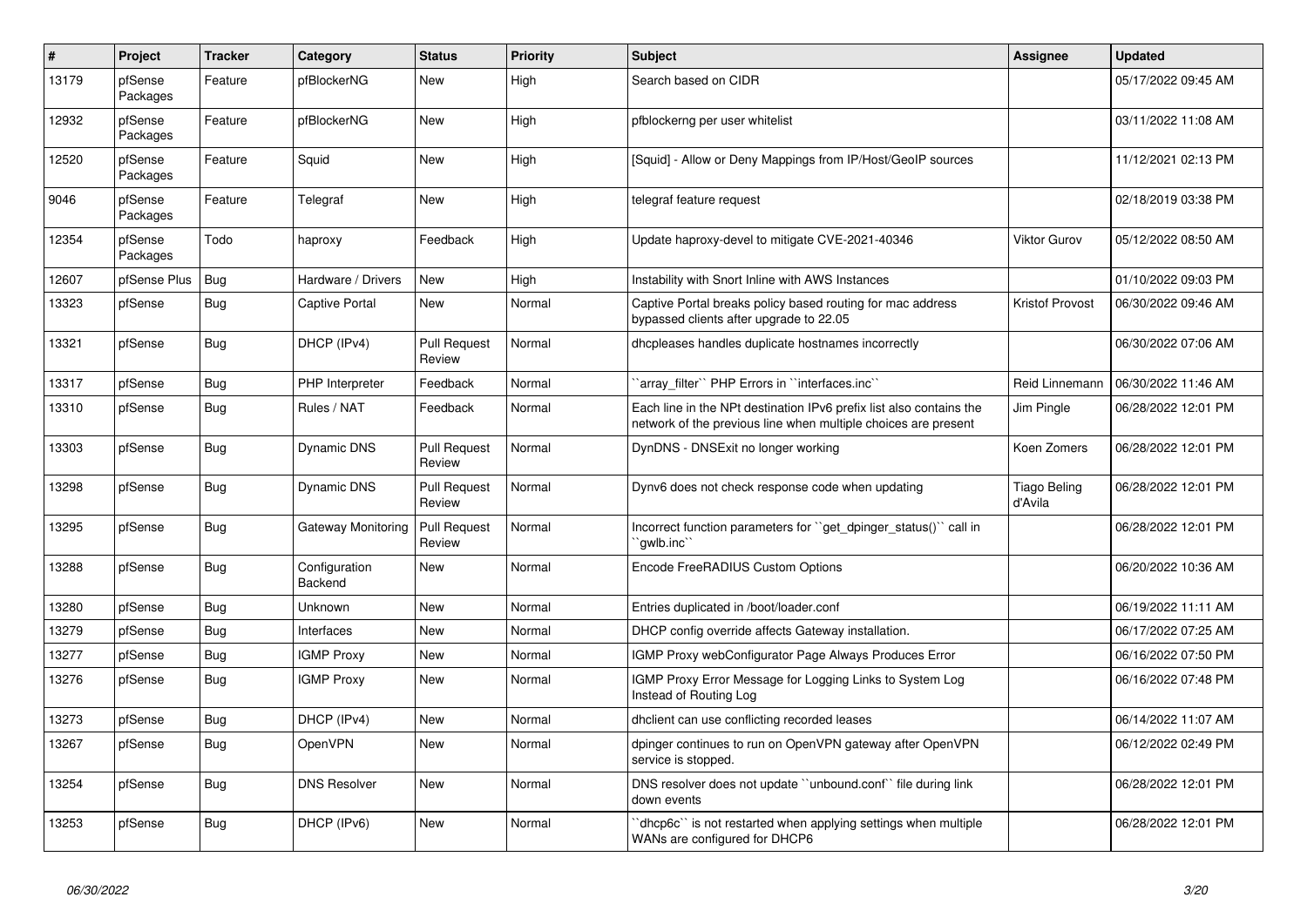| # | Project | Tracker | Category | Status | Priority | Subject | Assignee | Updated |
|---|---|---|---|---|---|---|---|---|
| 13179 | pfSense Packages | Feature | pfBlockerNG | New | High | Search based on CIDR | | 05/17/2022 09:45 AM |
| 12932 | pfSense Packages | Feature | pfBlockerNG | New | High | pfblockerng per user whitelist | | 03/11/2022 11:08 AM |
| 12520 | pfSense Packages | Feature | Squid | New | High | [Squid] - Allow or Deny Mappings from IP/Host/GeoIP sources | | 11/12/2021 02:13 PM |
| 9046 | pfSense Packages | Feature | Telegraf | New | High | telegraf feature request | | 02/18/2019 03:38 PM |
| 12354 | pfSense Packages | Todo | haproxy | Feedback | High | Update haproxy-devel to mitigate CVE-2021-40346 | Viktor Gurov | 05/12/2022 08:50 AM |
| 12607 | pfSense Plus | Bug | Hardware / Drivers | New | High | Instability with Snort Inline with AWS Instances | | 01/10/2022 09:03 PM |
| 13323 | pfSense | Bug | Captive Portal | New | Normal | Captive Portal breaks policy based routing for mac address bypassed clients after upgrade to 22.05 | Kristof Provost | 06/30/2022 09:46 AM |
| 13321 | pfSense | Bug | DHCP (IPv4) | Pull Request Review | Normal | dhcpleases handles duplicate hostnames incorrectly | | 06/30/2022 07:06 AM |
| 13317 | pfSense | Bug | PHP Interpreter | Feedback | Normal | ``array_filter`` PHP Errors in ``interfaces.inc`` | Reid Linnemann | 06/30/2022 11:46 AM |
| 13310 | pfSense | Bug | Rules / NAT | Feedback | Normal | Each line in the NPt destination IPv6 prefix list also contains the network of the previous line when multiple choices are present | Jim Pingle | 06/28/2022 12:01 PM |
| 13303 | pfSense | Bug | Dynamic DNS | Pull Request Review | Normal | DynDNS - DNSExit no longer working | Koen Zomers | 06/28/2022 12:01 PM |
| 13298 | pfSense | Bug | Dynamic DNS | Pull Request Review | Normal | Dynv6 does not check response code when updating | Tiago Beling d'Avila | 06/28/2022 12:01 PM |
| 13295 | pfSense | Bug | Gateway Monitoring | Pull Request Review | Normal | Incorrect function parameters for ``get_dpinger_status()`` call in ``gwlb.inc`` | | 06/28/2022 12:01 PM |
| 13288 | pfSense | Bug | Configuration Backend | New | Normal | Encode FreeRADIUS Custom Options | | 06/20/2022 10:36 AM |
| 13280 | pfSense | Bug | Unknown | New | Normal | Entries duplicated in /boot/loader.conf | | 06/19/2022 11:11 AM |
| 13279 | pfSense | Bug | Interfaces | New | Normal | DHCP config override affects Gateway installation. | | 06/17/2022 07:25 AM |
| 13277 | pfSense | Bug | IGMP Proxy | New | Normal | IGMP Proxy webConfigurator Page Always Produces Error | | 06/16/2022 07:50 PM |
| 13276 | pfSense | Bug | IGMP Proxy | New | Normal | IGMP Proxy Error Message for Logging Links to System Log Instead of Routing Log | | 06/16/2022 07:48 PM |
| 13273 | pfSense | Bug | DHCP (IPv4) | New | Normal | dhclient can use conflicting recorded leases | | 06/14/2022 11:07 AM |
| 13267 | pfSense | Bug | OpenVPN | New | Normal | dpinger continues to run on OpenVPN gateway after OpenVPN service is stopped. | | 06/12/2022 02:49 PM |
| 13254 | pfSense | Bug | DNS Resolver | New | Normal | DNS resolver does not update ``unbound.conf`` file during link down events | | 06/28/2022 12:01 PM |
| 13253 | pfSense | Bug | DHCP (IPv6) | New | Normal | ``dhcp6c`` is not restarted when applying settings when multiple WANs are configured for DHCP6 | | 06/28/2022 12:01 PM |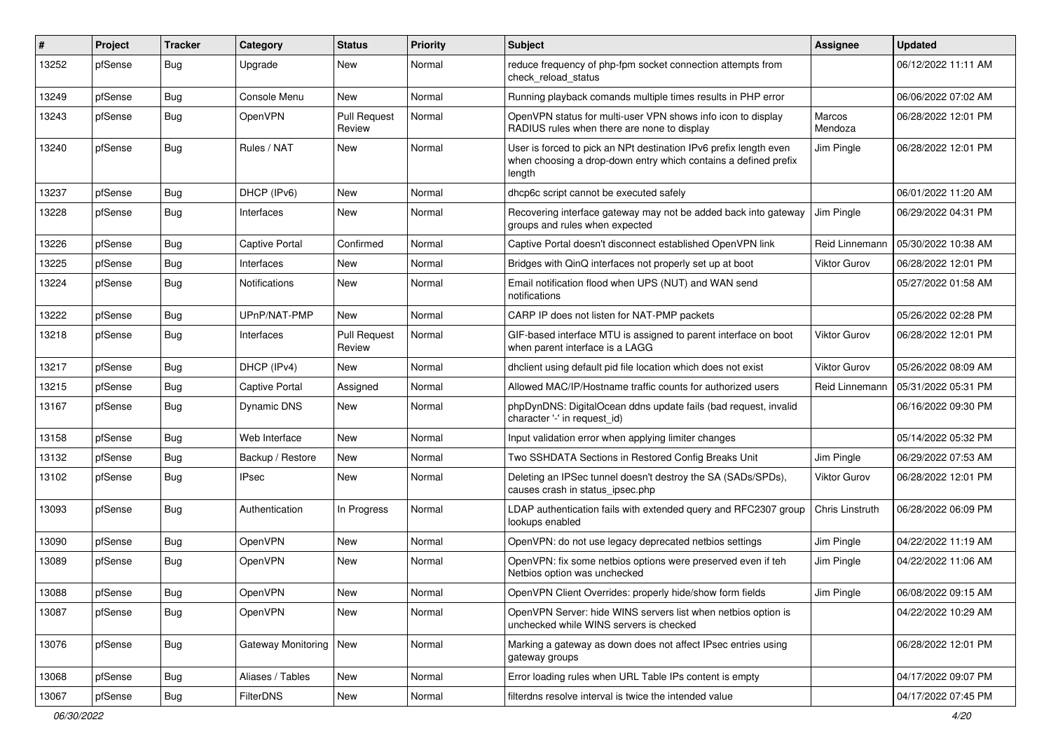| # | Project | Tracker | Category | Status | Priority | Subject | Assignee | Updated |
|---|---|---|---|---|---|---|---|---|
| 13252 | pfSense | Bug | Upgrade | New | Normal | reduce frequency of php-fpm socket connection attempts from check_reload_status | | 06/12/2022 11:11 AM |
| 13249 | pfSense | Bug | Console Menu | New | Normal | Running playback comands multiple times results in PHP error | | 06/06/2022 07:02 AM |
| 13243 | pfSense | Bug | OpenVPN | Pull Request Review | Normal | OpenVPN status for multi-user VPN shows info icon to display RADIUS rules when there are none to display | Marcos Mendoza | 06/28/2022 12:01 PM |
| 13240 | pfSense | Bug | Rules / NAT | New | Normal | User is forced to pick an NPt destination IPv6 prefix length even when choosing a drop-down entry which contains a defined prefix length | Jim Pingle | 06/28/2022 12:01 PM |
| 13237 | pfSense | Bug | DHCP (IPv6) | New | Normal | dhcp6c script cannot be executed safely | | 06/01/2022 11:20 AM |
| 13228 | pfSense | Bug | Interfaces | New | Normal | Recovering interface gateway may not be added back into gateway groups and rules when expected | Jim Pingle | 06/29/2022 04:31 PM |
| 13226 | pfSense | Bug | Captive Portal | Confirmed | Normal | Captive Portal doesn't disconnect established OpenVPN link | Reid Linnemann | 05/30/2022 10:38 AM |
| 13225 | pfSense | Bug | Interfaces | New | Normal | Bridges with QinQ interfaces not properly set up at boot | Viktor Gurov | 06/28/2022 12:01 PM |
| 13224 | pfSense | Bug | Notifications | New | Normal | Email notification flood when UPS (NUT) and WAN send notifications | | 05/27/2022 01:58 AM |
| 13222 | pfSense | Bug | UPnP/NAT-PMP | New | Normal | CARP IP does not listen for NAT-PMP packets | | 05/26/2022 02:28 PM |
| 13218 | pfSense | Bug | Interfaces | Pull Request Review | Normal | GIF-based interface MTU is assigned to parent interface on boot when parent interface is a LAGG | Viktor Gurov | 06/28/2022 12:01 PM |
| 13217 | pfSense | Bug | DHCP (IPv4) | New | Normal | dhclient using default pid file location which does not exist | Viktor Gurov | 05/26/2022 08:09 AM |
| 13215 | pfSense | Bug | Captive Portal | Assigned | Normal | Allowed MAC/IP/Hostname traffic counts for authorized users | Reid Linnemann | 05/31/2022 05:31 PM |
| 13167 | pfSense | Bug | Dynamic DNS | New | Normal | phpDynDNS: DigitalOcean ddns update fails (bad request, invalid character '-' in request_id) | | 06/16/2022 09:30 PM |
| 13158 | pfSense | Bug | Web Interface | New | Normal | Input validation error when applying limiter changes | | 05/14/2022 05:32 PM |
| 13132 | pfSense | Bug | Backup / Restore | New | Normal | Two SSHDATA Sections in Restored Config Breaks Unit | Jim Pingle | 06/29/2022 07:53 AM |
| 13102 | pfSense | Bug | IPsec | New | Normal | Deleting an IPSec tunnel doesn't destroy the SA (SADs/SPDs), causes crash in status_ipsec.php | Viktor Gurov | 06/28/2022 12:01 PM |
| 13093 | pfSense | Bug | Authentication | In Progress | Normal | LDAP authentication fails with extended query and RFC2307 group lookups enabled | Chris Linstruth | 06/28/2022 06:09 PM |
| 13090 | pfSense | Bug | OpenVPN | New | Normal | OpenVPN: do not use legacy deprecated netbios settings | Jim Pingle | 04/22/2022 11:19 AM |
| 13089 | pfSense | Bug | OpenVPN | New | Normal | OpenVPN: fix some netbios options were preserved even if teh Netbios option was unchecked | Jim Pingle | 04/22/2022 11:06 AM |
| 13088 | pfSense | Bug | OpenVPN | New | Normal | OpenVPN Client Overrides: properly hide/show form fields | Jim Pingle | 06/08/2022 09:15 AM |
| 13087 | pfSense | Bug | OpenVPN | New | Normal | OpenVPN Server: hide WINS servers list when netbios option is unchecked while WINS servers is checked | | 04/22/2022 10:29 AM |
| 13076 | pfSense | Bug | Gateway Monitoring | New | Normal | Marking a gateway as down does not affect IPsec entries using gateway groups | | 06/28/2022 12:01 PM |
| 13068 | pfSense | Bug | Aliases / Tables | New | Normal | Error loading rules when URL Table IPs content is empty | | 04/17/2022 09:07 PM |
| 13067 | pfSense | Bug | FilterDNS | New | Normal | filterdns resolve interval is twice the intended value | | 04/17/2022 07:45 PM |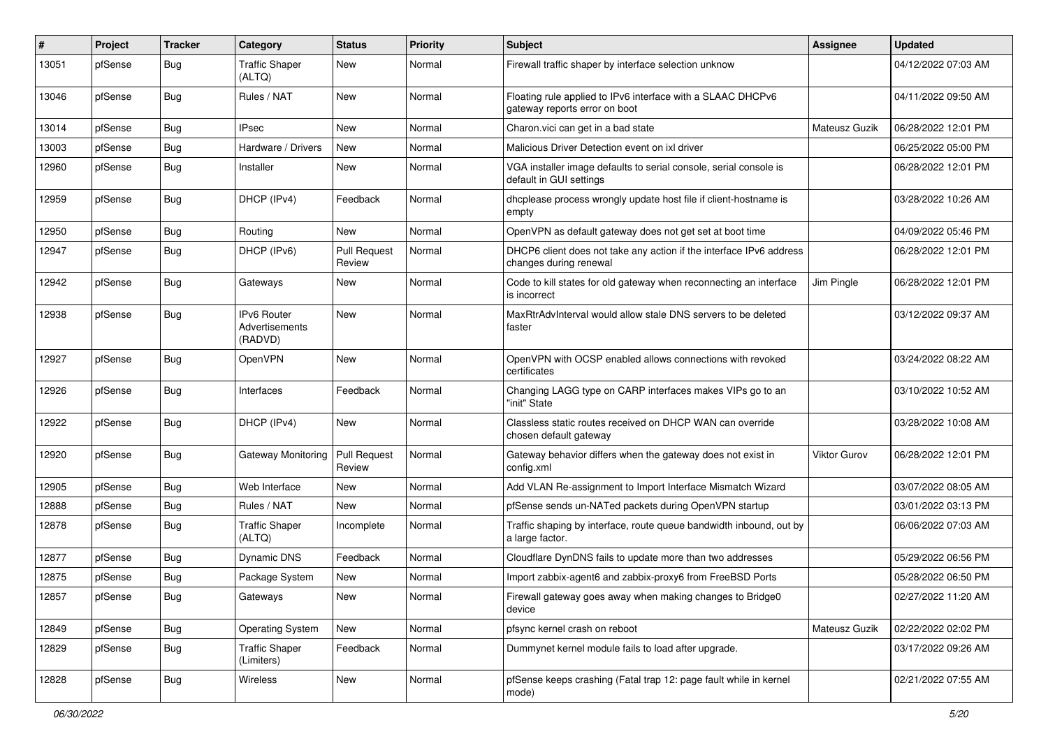| # | Project | Tracker | Category | Status | Priority | Subject | Assignee | Updated |
|---|---|---|---|---|---|---|---|---|
| 13051 | pfSense | Bug | Traffic Shaper (ALTQ) | New | Normal | Firewall traffic shaper by interface selection unknow | | 04/12/2022 07:03 AM |
| 13046 | pfSense | Bug | Rules / NAT | New | Normal | Floating rule applied to IPv6 interface with a SLAAC DHCPv6 gateway reports error on boot | | 04/11/2022 09:50 AM |
| 13014 | pfSense | Bug | IPsec | New | Normal | Charon.vici can get in a bad state | Mateusz Guzik | 06/28/2022 12:01 PM |
| 13003 | pfSense | Bug | Hardware / Drivers | New | Normal | Malicious Driver Detection event on ixl driver | | 06/25/2022 05:00 PM |
| 12960 | pfSense | Bug | Installer | New | Normal | VGA installer image defaults to serial console, serial console is default in GUI settings | | 06/28/2022 12:01 PM |
| 12959 | pfSense | Bug | DHCP (IPv4) | Feedback | Normal | dhcplease process wrongly update host file if client-hostname is empty | | 03/28/2022 10:26 AM |
| 12950 | pfSense | Bug | Routing | New | Normal | OpenVPN as default gateway does not get set at boot time | | 04/09/2022 05:46 PM |
| 12947 | pfSense | Bug | DHCP (IPv6) | Pull Request Review | Normal | DHCP6 client does not take any action if the interface IPv6 address changes during renewal | | 06/28/2022 12:01 PM |
| 12942 | pfSense | Bug | Gateways | New | Normal | Code to kill states for old gateway when reconnecting an interface is incorrect | Jim Pingle | 06/28/2022 12:01 PM |
| 12938 | pfSense | Bug | IPv6 Router Advertisements (RADVD) | New | Normal | MaxRtrAdvInterval would allow stale DNS servers to be deleted faster | | 03/12/2022 09:37 AM |
| 12927 | pfSense | Bug | OpenVPN | New | Normal | OpenVPN with OCSP enabled allows connections with revoked certificates | | 03/24/2022 08:22 AM |
| 12926 | pfSense | Bug | Interfaces | Feedback | Normal | Changing LAGG type on CARP interfaces makes VIPs go to an "init" State | | 03/10/2022 10:52 AM |
| 12922 | pfSense | Bug | DHCP (IPv4) | New | Normal | Classless static routes received on DHCP WAN can override chosen default gateway | | 03/28/2022 10:08 AM |
| 12920 | pfSense | Bug | Gateway Monitoring | Pull Request Review | Normal | Gateway behavior differs when the gateway does not exist in config.xml | Viktor Gurov | 06/28/2022 12:01 PM |
| 12905 | pfSense | Bug | Web Interface | New | Normal | Add VLAN Re-assignment to Import Interface Mismatch Wizard | | 03/07/2022 08:05 AM |
| 12888 | pfSense | Bug | Rules / NAT | New | Normal | pfSense sends un-NATed packets during OpenVPN startup | | 03/01/2022 03:13 PM |
| 12878 | pfSense | Bug | Traffic Shaper (ALTQ) | Incomplete | Normal | Traffic shaping by interface, route queue bandwidth inbound, out by a large factor. | | 06/06/2022 07:03 AM |
| 12877 | pfSense | Bug | Dynamic DNS | Feedback | Normal | Cloudflare DynDNS fails to update more than two addresses | | 05/29/2022 06:56 PM |
| 12875 | pfSense | Bug | Package System | New | Normal | Import zabbix-agent6 and zabbix-proxy6 from FreeBSD Ports | | 05/28/2022 06:50 PM |
| 12857 | pfSense | Bug | Gateways | New | Normal | Firewall gateway goes away when making changes to Bridge0 device | | 02/27/2022 11:20 AM |
| 12849 | pfSense | Bug | Operating System | New | Normal | pfsync kernel crash on reboot | Mateusz Guzik | 02/22/2022 02:02 PM |
| 12829 | pfSense | Bug | Traffic Shaper (Limiters) | Feedback | Normal | Dummynet kernel module fails to load after upgrade. | | 03/17/2022 09:26 AM |
| 12828 | pfSense | Bug | Wireless | New | Normal | pfSense keeps crashing (Fatal trap 12: page fault while in kernel mode) | | 02/21/2022 07:55 AM |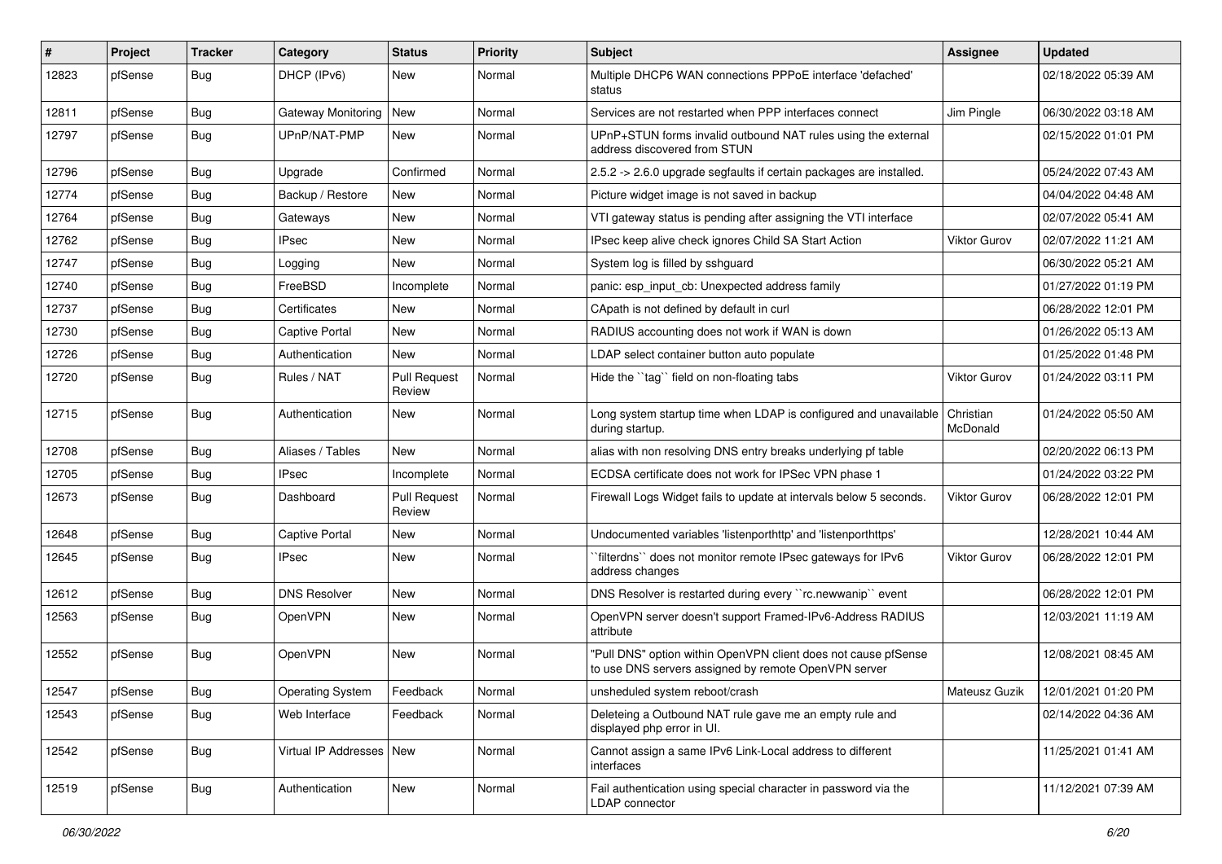| # | Project | Tracker | Category | Status | Priority | Subject | Assignee | Updated |
|---|---|---|---|---|---|---|---|---|
| 12823 | pfSense | Bug | DHCP (IPv6) | New | Normal | Multiple DHCP6 WAN connections PPPoE interface 'defached' status | | 02/18/2022 05:39 AM |
| 12811 | pfSense | Bug | Gateway Monitoring | New | Normal | Services are not restarted when PPP interfaces connect | Jim Pingle | 06/30/2022 03:18 AM |
| 12797 | pfSense | Bug | UPnP/NAT-PMP | New | Normal | UPnP+STUN forms invalid outbound NAT rules using the external address discovered from STUN | | 02/15/2022 01:01 PM |
| 12796 | pfSense | Bug | Upgrade | Confirmed | Normal | 2.5.2 -> 2.6.0 upgrade segfaults if certain packages are installed. | | 05/24/2022 07:43 AM |
| 12774 | pfSense | Bug | Backup / Restore | New | Normal | Picture widget image is not saved in backup | | 04/04/2022 04:48 AM |
| 12764 | pfSense | Bug | Gateways | New | Normal | VTI gateway status is pending after assigning the VTI interface | | 02/07/2022 05:41 AM |
| 12762 | pfSense | Bug | IPsec | New | Normal | IPsec keep alive check ignores Child SA Start Action | Viktor Gurov | 02/07/2022 11:21 AM |
| 12747 | pfSense | Bug | Logging | New | Normal | System log is filled by sshguard | | 06/30/2022 05:21 AM |
| 12740 | pfSense | Bug | FreeBSD | Incomplete | Normal | panic: esp_input_cb: Unexpected address family | | 01/27/2022 01:19 PM |
| 12737 | pfSense | Bug | Certificates | New | Normal | CApath is not defined by default in curl | | 06/28/2022 12:01 PM |
| 12730 | pfSense | Bug | Captive Portal | New | Normal | RADIUS accounting does not work if WAN is down | | 01/26/2022 05:13 AM |
| 12726 | pfSense | Bug | Authentication | New | Normal | LDAP select container button auto populate | | 01/25/2022 01:48 PM |
| 12720 | pfSense | Bug | Rules / NAT | Pull Request Review | Normal | Hide the ``tag`` field on non-floating tabs | Viktor Gurov | 01/24/2022 03:11 PM |
| 12715 | pfSense | Bug | Authentication | New | Normal | Long system startup time when LDAP is configured and unavailable during startup. | Christian McDonald | 01/24/2022 05:50 AM |
| 12708 | pfSense | Bug | Aliases / Tables | New | Normal | alias with non resolving DNS entry breaks underlying pf table | | 02/20/2022 06:13 PM |
| 12705 | pfSense | Bug | IPsec | Incomplete | Normal | ECDSA certificate does not work for IPSec VPN phase 1 | | 01/24/2022 03:22 PM |
| 12673 | pfSense | Bug | Dashboard | Pull Request Review | Normal | Firewall Logs Widget fails to update at intervals below 5 seconds. | Viktor Gurov | 06/28/2022 12:01 PM |
| 12648 | pfSense | Bug | Captive Portal | New | Normal | Undocumented variables 'listenporthttp' and 'listenporthttps' | | 12/28/2021 10:44 AM |
| 12645 | pfSense | Bug | IPsec | New | Normal | ``filterdns`` does not monitor remote IPsec gateways for IPv6 address changes | Viktor Gurov | 06/28/2022 12:01 PM |
| 12612 | pfSense | Bug | DNS Resolver | New | Normal | DNS Resolver is restarted during every ``rc.newwanip`` event | | 06/28/2022 12:01 PM |
| 12563 | pfSense | Bug | OpenVPN | New | Normal | OpenVPN server doesn't support Framed-IPv6-Address RADIUS attribute | | 12/03/2021 11:19 AM |
| 12552 | pfSense | Bug | OpenVPN | New | Normal | "Pull DNS" option within OpenVPN client does not cause pfSense to use DNS servers assigned by remote OpenVPN server | | 12/08/2021 08:45 AM |
| 12547 | pfSense | Bug | Operating System | Feedback | Normal | unsheduled system reboot/crash | Mateusz Guzik | 12/01/2021 01:20 PM |
| 12543 | pfSense | Bug | Web Interface | Feedback | Normal | Deleteing a Outbound NAT rule gave me an empty rule and displayed php error in UI. | | 02/14/2022 04:36 AM |
| 12542 | pfSense | Bug | Virtual IP Addresses | New | Normal | Cannot assign a same IPv6 Link-Local address to different interfaces | | 11/25/2021 01:41 AM |
| 12519 | pfSense | Bug | Authentication | New | Normal | Fail authentication using special character in password via the LDAP connector | | 11/12/2021 07:39 AM |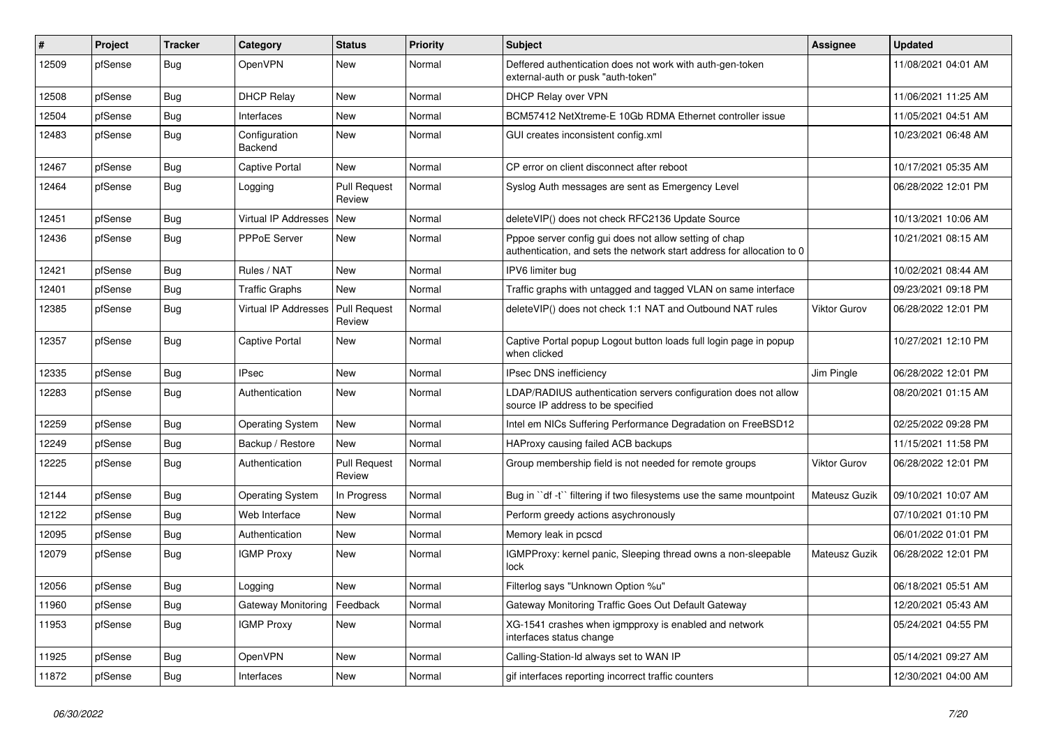| # | Project | Tracker | Category | Status | Priority | Subject | Assignee | Updated |
|---|---|---|---|---|---|---|---|---|
| 12509 | pfSense | Bug | OpenVPN | New | Normal | Deffered authentication does not work with auth-gen-token external-auth or pusk "auth-token" | | 11/08/2021 04:01 AM |
| 12508 | pfSense | Bug | DHCP Relay | New | Normal | DHCP Relay over VPN | | 11/06/2021 11:25 AM |
| 12504 | pfSense | Bug | Interfaces | New | Normal | BCM57412 NetXtreme-E 10Gb RDMA Ethernet controller issue | | 11/05/2021 04:51 AM |
| 12483 | pfSense | Bug | Configuration Backend | New | Normal | GUI creates inconsistent config.xml | | 10/23/2021 06:48 AM |
| 12467 | pfSense | Bug | Captive Portal | New | Normal | CP error on client disconnect after reboot | | 10/17/2021 05:35 AM |
| 12464 | pfSense | Bug | Logging | Pull Request Review | Normal | Syslog Auth messages are sent as Emergency Level | | 06/28/2022 12:01 PM |
| 12451 | pfSense | Bug | Virtual IP Addresses | New | Normal | deleteVIP() does not check RFC2136 Update Source | | 10/13/2021 10:06 AM |
| 12436 | pfSense | Bug | PPPoE Server | New | Normal | Pppoe server config gui does not allow setting of chap authentication, and sets the network start address for allocation to 0 | | 10/21/2021 08:15 AM |
| 12421 | pfSense | Bug | Rules / NAT | New | Normal | IPV6 limiter bug | | 10/02/2021 08:44 AM |
| 12401 | pfSense | Bug | Traffic Graphs | New | Normal | Traffic graphs with untagged and tagged VLAN on same interface | | 09/23/2021 09:18 PM |
| 12385 | pfSense | Bug | Virtual IP Addresses | Pull Request Review | Normal | deleteVIP() does not check 1:1 NAT and Outbound NAT rules | Viktor Gurov | 06/28/2022 12:01 PM |
| 12357 | pfSense | Bug | Captive Portal | New | Normal | Captive Portal popup Logout button loads full login page in popup when clicked | | 10/27/2021 12:10 PM |
| 12335 | pfSense | Bug | IPsec | New | Normal | IPsec DNS inefficiency | Jim Pingle | 06/28/2022 12:01 PM |
| 12283 | pfSense | Bug | Authentication | New | Normal | LDAP/RADIUS authentication servers configuration does not allow source IP address to be specified | | 08/20/2021 01:15 AM |
| 12259 | pfSense | Bug | Operating System | New | Normal | Intel em NICs Suffering Performance Degradation on FreeBSD12 | | 02/25/2022 09:28 PM |
| 12249 | pfSense | Bug | Backup / Restore | New | Normal | HAProxy causing failed ACB backups | | 11/15/2021 11:58 PM |
| 12225 | pfSense | Bug | Authentication | Pull Request Review | Normal | Group membership field is not needed for remote groups | Viktor Gurov | 06/28/2022 12:01 PM |
| 12144 | pfSense | Bug | Operating System | In Progress | Normal | Bug in ``df -t`` filtering if two filesystems use the same mountpoint | Mateusz Guzik | 09/10/2021 10:07 AM |
| 12122 | pfSense | Bug | Web Interface | New | Normal | Perform greedy actions asychronously | | 07/10/2021 01:10 PM |
| 12095 | pfSense | Bug | Authentication | New | Normal | Memory leak in pcscd | | 06/01/2022 01:01 PM |
| 12079 | pfSense | Bug | IGMP Proxy | New | Normal | IGMPProxy: kernel panic, Sleeping thread owns a non-sleepable lock | Mateusz Guzik | 06/28/2022 12:01 PM |
| 12056 | pfSense | Bug | Logging | New | Normal | Filterlog says "Unknown Option %u" | | 06/18/2021 05:51 AM |
| 11960 | pfSense | Bug | Gateway Monitoring | Feedback | Normal | Gateway Monitoring Traffic Goes Out Default Gateway | | 12/20/2021 05:43 AM |
| 11953 | pfSense | Bug | IGMP Proxy | New | Normal | XG-1541 crashes when igmpproxy is enabled and network interfaces status change | | 05/24/2021 04:55 PM |
| 11925 | pfSense | Bug | OpenVPN | New | Normal | Calling-Station-Id always set to WAN IP | | 05/14/2021 09:27 AM |
| 11872 | pfSense | Bug | Interfaces | New | Normal | gif interfaces reporting incorrect traffic counters | | 12/30/2021 04:00 AM |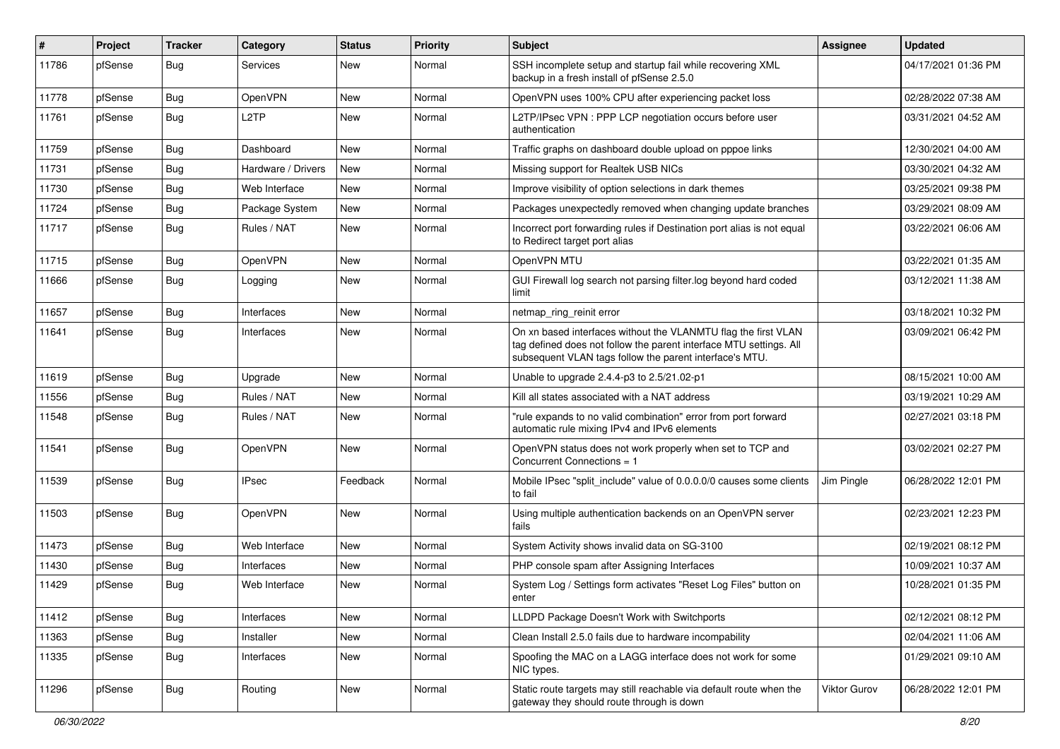| # | Project | Tracker | Category | Status | Priority | Subject | Assignee | Updated |
|---|---|---|---|---|---|---|---|---|
| 11786 | pfSense | Bug | Services | New | Normal | SSH incomplete setup and startup fail while recovering XML backup in a fresh install of pfSense 2.5.0 | | 04/17/2021 01:36 PM |
| 11778 | pfSense | Bug | OpenVPN | New | Normal | OpenVPN uses 100% CPU after experiencing packet loss | | 02/28/2022 07:38 AM |
| 11761 | pfSense | Bug | L2TP | New | Normal | L2TP/IPsec VPN : PPP LCP negotiation occurs before user authentication | | 03/31/2021 04:52 AM |
| 11759 | pfSense | Bug | Dashboard | New | Normal | Traffic graphs on dashboard double upload on pppoe links | | 12/30/2021 04:00 AM |
| 11731 | pfSense | Bug | Hardware / Drivers | New | Normal | Missing support for Realtek USB NICs | | 03/30/2021 04:32 AM |
| 11730 | pfSense | Bug | Web Interface | New | Normal | Improve visibility of option selections in dark themes | | 03/25/2021 09:38 PM |
| 11724 | pfSense | Bug | Package System | New | Normal | Packages unexpectedly removed when changing update branches | | 03/29/2021 08:09 AM |
| 11717 | pfSense | Bug | Rules / NAT | New | Normal | Incorrect port forwarding rules if Destination port alias is not equal to Redirect target port alias | | 03/22/2021 06:06 AM |
| 11715 | pfSense | Bug | OpenVPN | New | Normal | OpenVPN MTU | | 03/22/2021 01:35 AM |
| 11666 | pfSense | Bug | Logging | New | Normal | GUI Firewall log search not parsing filter.log beyond hard coded limit | | 03/12/2021 11:38 AM |
| 11657 | pfSense | Bug | Interfaces | New | Normal | netmap_ring_reinit error | | 03/18/2021 10:32 PM |
| 11641 | pfSense | Bug | Interfaces | New | Normal | On xn based interfaces without the VLANMTU flag the first VLAN tag defined does not follow the parent interface MTU settings. All subsequent VLAN tags follow the parent interface's MTU. | | 03/09/2021 06:42 PM |
| 11619 | pfSense | Bug | Upgrade | New | Normal | Unable to upgrade 2.4.4-p3 to 2.5/21.02-p1 | | 08/15/2021 10:00 AM |
| 11556 | pfSense | Bug | Rules / NAT | New | Normal | Kill all states associated with a NAT address | | 03/19/2021 10:29 AM |
| 11548 | pfSense | Bug | Rules / NAT | New | Normal | "rule expands to no valid combination" error from port forward automatic rule mixing IPv4 and IPv6 elements | | 02/27/2021 03:18 PM |
| 11541 | pfSense | Bug | OpenVPN | New | Normal | OpenVPN status does not work properly when set to TCP and Concurrent Connections = 1 | | 03/02/2021 02:27 PM |
| 11539 | pfSense | Bug | IPsec | Feedback | Normal | Mobile IPsec "split_include" value of 0.0.0.0/0 causes some clients to fail | Jim Pingle | 06/28/2022 12:01 PM |
| 11503 | pfSense | Bug | OpenVPN | New | Normal | Using multiple authentication backends on an OpenVPN server fails | | 02/23/2021 12:23 PM |
| 11473 | pfSense | Bug | Web Interface | New | Normal | System Activity shows invalid data on SG-3100 | | 02/19/2021 08:12 PM |
| 11430 | pfSense | Bug | Interfaces | New | Normal | PHP console spam after Assigning Interfaces | | 10/09/2021 10:37 AM |
| 11429 | pfSense | Bug | Web Interface | New | Normal | System Log / Settings form activates "Reset Log Files" button on enter | | 10/28/2021 01:35 PM |
| 11412 | pfSense | Bug | Interfaces | New | Normal | LLDPD Package Doesn't Work with Switchports | | 02/12/2021 08:12 PM |
| 11363 | pfSense | Bug | Installer | New | Normal | Clean Install 2.5.0 fails due to hardware incompability | | 02/04/2021 11:06 AM |
| 11335 | pfSense | Bug | Interfaces | New | Normal | Spoofing the MAC on a LAGG interface does not work for some NIC types. | | 01/29/2021 09:10 AM |
| 11296 | pfSense | Bug | Routing | New | Normal | Static route targets may still reachable via default route when the gateway they should route through is down | Viktor Gurov | 06/28/2022 12:01 PM |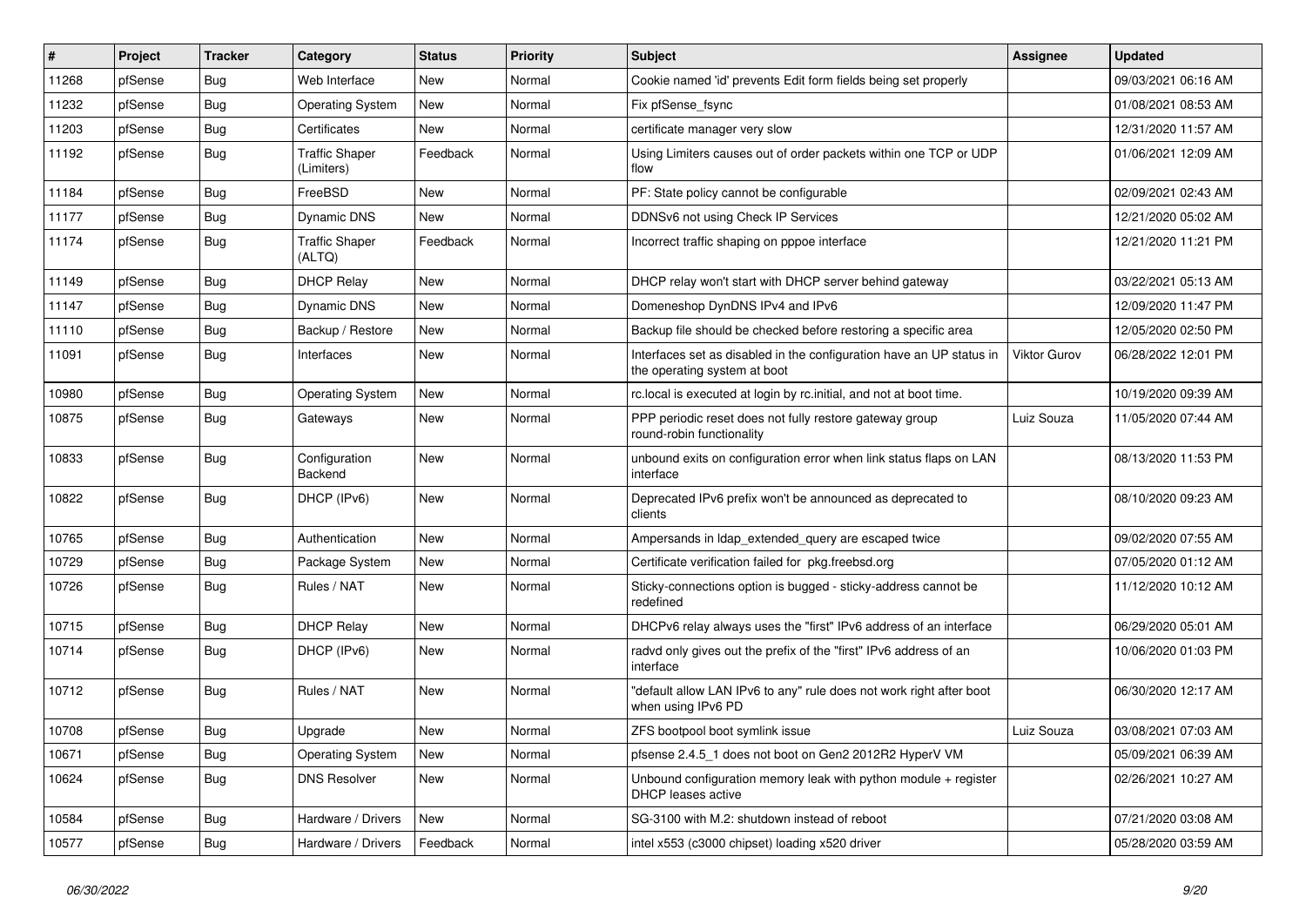| # | Project | Tracker | Category | Status | Priority | Subject | Assignee | Updated |
|---|---|---|---|---|---|---|---|---|
| 11268 | pfSense | Bug | Web Interface | New | Normal | Cookie named 'id' prevents Edit form fields being set properly | | 09/03/2021 06:16 AM |
| 11232 | pfSense | Bug | Operating System | New | Normal | Fix pfSense_fsync | | 01/08/2021 08:53 AM |
| 11203 | pfSense | Bug | Certificates | New | Normal | certificate manager very slow | | 12/31/2020 11:57 AM |
| 11192 | pfSense | Bug | Traffic Shaper (Limiters) | Feedback | Normal | Using Limiters causes out of order packets within one TCP or UDP flow | | 01/06/2021 12:09 AM |
| 11184 | pfSense | Bug | FreeBSD | New | Normal | PF: State policy cannot be configurable | | 02/09/2021 02:43 AM |
| 11177 | pfSense | Bug | Dynamic DNS | New | Normal | DDNSv6 not using Check IP Services | | 12/21/2020 05:02 AM |
| 11174 | pfSense | Bug | Traffic Shaper (ALTQ) | Feedback | Normal | Incorrect traffic shaping on pppoe interface | | 12/21/2020 11:21 PM |
| 11149 | pfSense | Bug | DHCP Relay | New | Normal | DHCP relay won't start with DHCP server behind gateway | | 03/22/2021 05:13 AM |
| 11147 | pfSense | Bug | Dynamic DNS | New | Normal | Domeneshop DynDNS IPv4 and IPv6 | | 12/09/2020 11:47 PM |
| 11110 | pfSense | Bug | Backup / Restore | New | Normal | Backup file should be checked before restoring a specific area | | 12/05/2020 02:50 PM |
| 11091 | pfSense | Bug | Interfaces | New | Normal | Interfaces set as disabled in the configuration have an UP status in the operating system at boot | Viktor Gurov | 06/28/2022 12:01 PM |
| 10980 | pfSense | Bug | Operating System | New | Normal | rc.local is executed at login by rc.initial, and not at boot time. | | 10/19/2020 09:39 AM |
| 10875 | pfSense | Bug | Gateways | New | Normal | PPP periodic reset does not fully restore gateway group round-robin functionality | Luiz Souza | 11/05/2020 07:44 AM |
| 10833 | pfSense | Bug | Configuration Backend | New | Normal | unbound exits on configuration error when link status flaps on LAN interface | | 08/13/2020 11:53 PM |
| 10822 | pfSense | Bug | DHCP (IPv6) | New | Normal | Deprecated IPv6 prefix won't be announced as deprecated to clients | | 08/10/2020 09:23 AM |
| 10765 | pfSense | Bug | Authentication | New | Normal | Ampersands in ldap_extended_query are escaped twice | | 09/02/2020 07:55 AM |
| 10729 | pfSense | Bug | Package System | New | Normal | Certificate verification failed for pkg.freebsd.org | | 07/05/2020 01:12 AM |
| 10726 | pfSense | Bug | Rules / NAT | New | Normal | Sticky-connections option is bugged - sticky-address cannot be redefined | | 11/12/2020 10:12 AM |
| 10715 | pfSense | Bug | DHCP Relay | New | Normal | DHCPv6 relay always uses the "first" IPv6 address of an interface | | 06/29/2020 05:01 AM |
| 10714 | pfSense | Bug | DHCP (IPv6) | New | Normal | radvd only gives out the prefix of the "first" IPv6 address of an interface | | 10/06/2020 01:03 PM |
| 10712 | pfSense | Bug | Rules / NAT | New | Normal | "default allow LAN IPv6 to any" rule does not work right after boot when using IPv6 PD | | 06/30/2020 12:17 AM |
| 10708 | pfSense | Bug | Upgrade | New | Normal | ZFS bootpool boot symlink issue | Luiz Souza | 03/08/2021 07:03 AM |
| 10671 | pfSense | Bug | Operating System | New | Normal | pfsense 2.4.5_1 does not boot on Gen2 2012R2 HyperV VM | | 05/09/2021 06:39 AM |
| 10624 | pfSense | Bug | DNS Resolver | New | Normal | Unbound configuration memory leak with python module + register DHCP leases active | | 02/26/2021 10:27 AM |
| 10584 | pfSense | Bug | Hardware / Drivers | New | Normal | SG-3100 with M.2: shutdown instead of reboot | | 07/21/2020 03:08 AM |
| 10577 | pfSense | Bug | Hardware / Drivers | Feedback | Normal | intel x553 (c3000 chipset) loading x520 driver | | 05/28/2020 03:59 AM |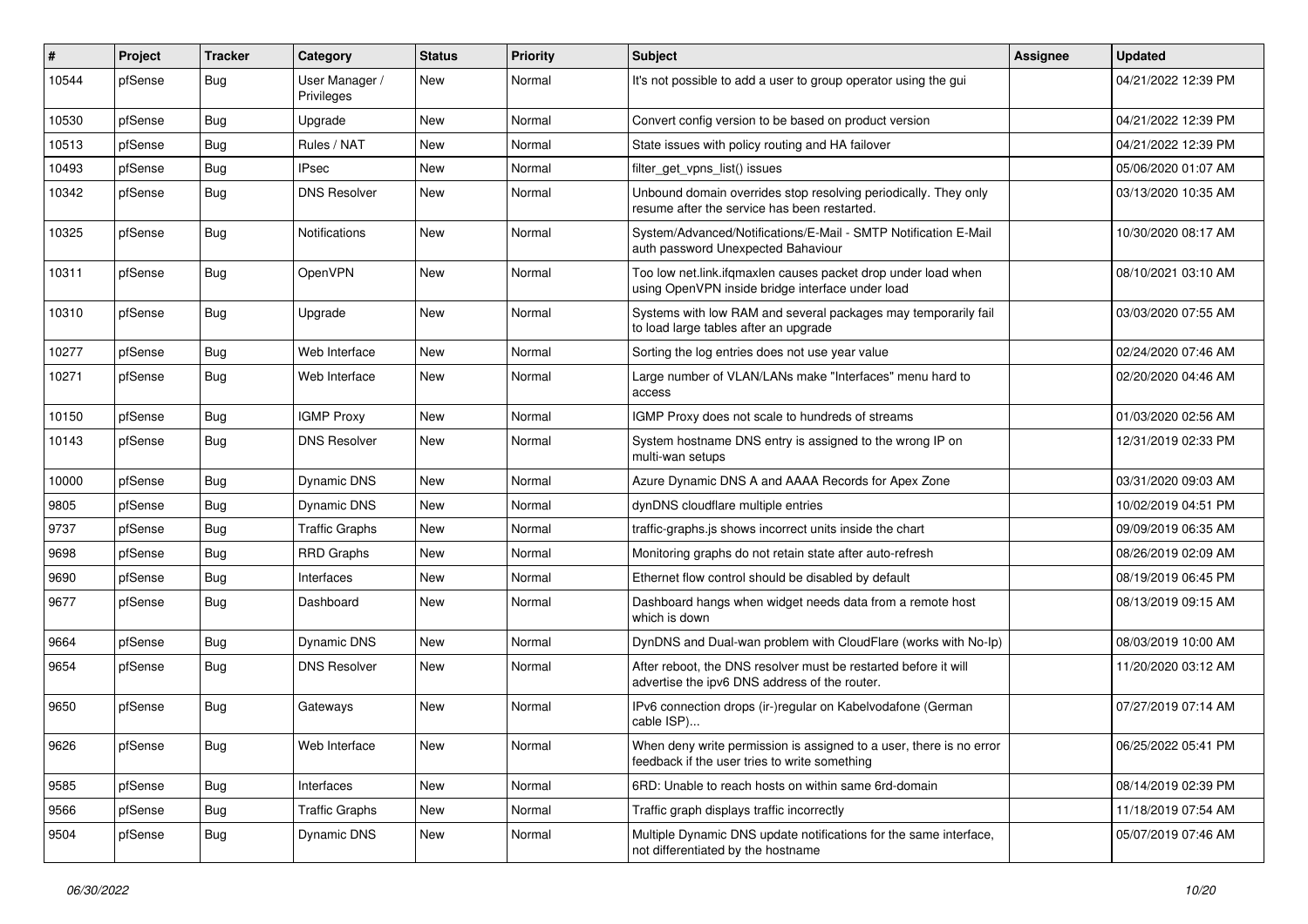| # | Project | Tracker | Category | Status | Priority | Subject | Assignee | Updated |
|---|---|---|---|---|---|---|---|---|
| 10544 | pfSense | Bug | User Manager / Privileges | New | Normal | It's not possible to add a user to group operator using the gui | | 04/21/2022 12:39 PM |
| 10530 | pfSense | Bug | Upgrade | New | Normal | Convert config version to be based on product version | | 04/21/2022 12:39 PM |
| 10513 | pfSense | Bug | Rules / NAT | New | Normal | State issues with policy routing and HA failover | | 04/21/2022 12:39 PM |
| 10493 | pfSense | Bug | IPsec | New | Normal | filter_get_vpns_list() issues | | 05/06/2020 01:07 AM |
| 10342 | pfSense | Bug | DNS Resolver | New | Normal | Unbound domain overrides stop resolving periodically. They only resume after the service has been restarted. | | 03/13/2020 10:35 AM |
| 10325 | pfSense | Bug | Notifications | New | Normal | System/Advanced/Notifications/E-Mail - SMTP Notification E-Mail auth password Unexpected Bahaviour | | 10/30/2020 08:17 AM |
| 10311 | pfSense | Bug | OpenVPN | New | Normal | Too low net.link.ifqmaxlen causes packet drop under load when using OpenVPN inside bridge interface under load | | 08/10/2021 03:10 AM |
| 10310 | pfSense | Bug | Upgrade | New | Normal | Systems with low RAM and several packages may temporarily fail to load large tables after an upgrade | | 03/03/2020 07:55 AM |
| 10277 | pfSense | Bug | Web Interface | New | Normal | Sorting the log entries does not use year value | | 02/24/2020 07:46 AM |
| 10271 | pfSense | Bug | Web Interface | New | Normal | Large number of VLAN/LANs make "Interfaces" menu hard to access | | 02/20/2020 04:46 AM |
| 10150 | pfSense | Bug | IGMP Proxy | New | Normal | IGMP Proxy does not scale to hundreds of streams | | 01/03/2020 02:56 AM |
| 10143 | pfSense | Bug | DNS Resolver | New | Normal | System hostname DNS entry is assigned to the wrong IP on multi-wan setups | | 12/31/2019 02:33 PM |
| 10000 | pfSense | Bug | Dynamic DNS | New | Normal | Azure Dynamic DNS A and AAAA Records for Apex Zone | | 03/31/2020 09:03 AM |
| 9805 | pfSense | Bug | Dynamic DNS | New | Normal | dynDNS cloudflare multiple entries | | 10/02/2019 04:51 PM |
| 9737 | pfSense | Bug | Traffic Graphs | New | Normal | traffic-graphs.js shows incorrect units inside the chart | | 09/09/2019 06:35 AM |
| 9698 | pfSense | Bug | RRD Graphs | New | Normal | Monitoring graphs do not retain state after auto-refresh | | 08/26/2019 02:09 AM |
| 9690 | pfSense | Bug | Interfaces | New | Normal | Ethernet flow control should be disabled by default | | 08/19/2019 06:45 PM |
| 9677 | pfSense | Bug | Dashboard | New | Normal | Dashboard hangs when widget needs data from a remote host which is down | | 08/13/2019 09:15 AM |
| 9664 | pfSense | Bug | Dynamic DNS | New | Normal | DynDNS and Dual-wan problem with CloudFlare (works with No-Ip) | | 08/03/2019 10:00 AM |
| 9654 | pfSense | Bug | DNS Resolver | New | Normal | After reboot, the DNS resolver must be restarted before it will advertise the ipv6 DNS address of the router. | | 11/20/2020 03:12 AM |
| 9650 | pfSense | Bug | Gateways | New | Normal | IPv6 connection drops (ir-)regular on Kabelvodafone (German cable ISP)... | | 07/27/2019 07:14 AM |
| 9626 | pfSense | Bug | Web Interface | New | Normal | When deny write permission is assigned to a user, there is no error feedback if the user tries to write something | | 06/25/2022 05:41 PM |
| 9585 | pfSense | Bug | Interfaces | New | Normal | 6RD: Unable to reach hosts on within same 6rd-domain | | 08/14/2019 02:39 PM |
| 9566 | pfSense | Bug | Traffic Graphs | New | Normal | Traffic graph displays traffic incorrectly | | 11/18/2019 07:54 AM |
| 9504 | pfSense | Bug | Dynamic DNS | New | Normal | Multiple Dynamic DNS update notifications for the same interface, not differentiated by the hostname | | 05/07/2019 07:46 AM |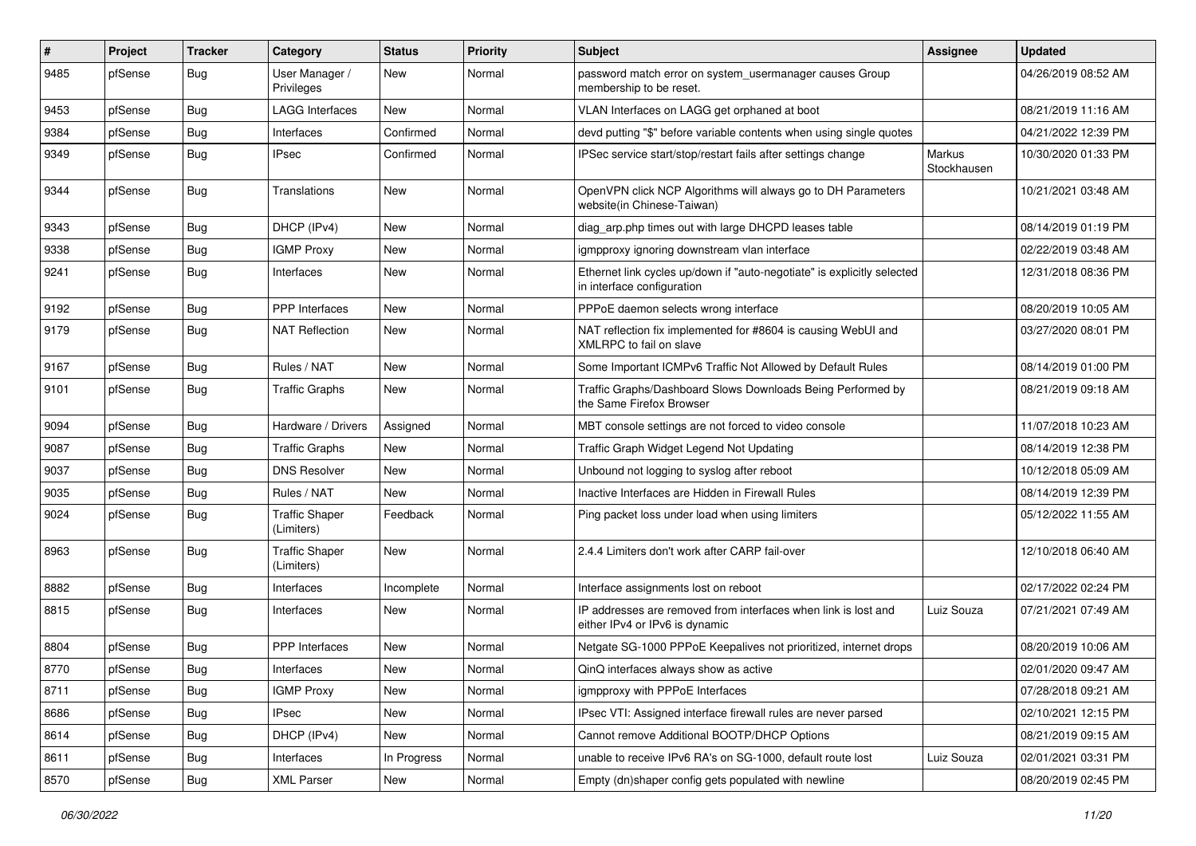| # | Project | Tracker | Category | Status | Priority | Subject | Assignee | Updated |
|---|---|---|---|---|---|---|---|---|
| 9485 | pfSense | Bug | User Manager / Privileges | New | Normal | password match error on system_usermanager causes Group membership to be reset. | | 04/26/2019 08:52 AM |
| 9453 | pfSense | Bug | LAGG Interfaces | New | Normal | VLAN Interfaces on LAGG get orphaned at boot | | 08/21/2019 11:16 AM |
| 9384 | pfSense | Bug | Interfaces | Confirmed | Normal | devd putting "$" before variable contents when using single quotes | | 04/21/2022 12:39 PM |
| 9349 | pfSense | Bug | IPsec | Confirmed | Normal | IPSec service start/stop/restart fails after settings change | Markus Stockhausen | 10/30/2020 01:33 PM |
| 9344 | pfSense | Bug | Translations | New | Normal | OpenVPN click NCP Algorithms will always go to DH Parameters website(in Chinese-Taiwan) | | 10/21/2021 03:48 AM |
| 9343 | pfSense | Bug | DHCP (IPv4) | New | Normal | diag_arp.php times out with large DHCPD leases table | | 08/14/2019 01:19 PM |
| 9338 | pfSense | Bug | IGMP Proxy | New | Normal | igmpproxy ignoring downstream vlan interface | | 02/22/2019 03:48 AM |
| 9241 | pfSense | Bug | Interfaces | New | Normal | Ethernet link cycles up/down if "auto-negotiate" is explicitly selected in interface configuration | | 12/31/2018 08:36 PM |
| 9192 | pfSense | Bug | PPP Interfaces | New | Normal | PPPoE daemon selects wrong interface | | 08/20/2019 10:05 AM |
| 9179 | pfSense | Bug | NAT Reflection | New | Normal | NAT reflection fix implemented for #8604 is causing WebUI and XMLRPC to fail on slave | | 03/27/2020 08:01 PM |
| 9167 | pfSense | Bug | Rules / NAT | New | Normal | Some Important ICMPv6 Traffic Not Allowed by Default Rules | | 08/14/2019 01:00 PM |
| 9101 | pfSense | Bug | Traffic Graphs | New | Normal | Traffic Graphs/Dashboard Slows Downloads Being Performed by the Same Firefox Browser | | 08/21/2019 09:18 AM |
| 9094 | pfSense | Bug | Hardware / Drivers | Assigned | Normal | MBT console settings are not forced to video console | | 11/07/2018 10:23 AM |
| 9087 | pfSense | Bug | Traffic Graphs | New | Normal | Traffic Graph Widget Legend Not Updating | | 08/14/2019 12:38 PM |
| 9037 | pfSense | Bug | DNS Resolver | New | Normal | Unbound not logging to syslog after reboot | | 10/12/2018 05:09 AM |
| 9035 | pfSense | Bug | Rules / NAT | New | Normal | Inactive Interfaces are Hidden in Firewall Rules | | 08/14/2019 12:39 PM |
| 9024 | pfSense | Bug | Traffic Shaper (Limiters) | Feedback | Normal | Ping packet loss under load when using limiters | | 05/12/2022 11:55 AM |
| 8963 | pfSense | Bug | Traffic Shaper (Limiters) | New | Normal | 2.4.4 Limiters don't work after CARP fail-over | | 12/10/2018 06:40 AM |
| 8882 | pfSense | Bug | Interfaces | Incomplete | Normal | Interface assignments lost on reboot | | 02/17/2022 02:24 PM |
| 8815 | pfSense | Bug | Interfaces | New | Normal | IP addresses are removed from interfaces when link is lost and either IPv4 or IPv6 is dynamic | Luiz Souza | 07/21/2021 07:49 AM |
| 8804 | pfSense | Bug | PPP Interfaces | New | Normal | Netgate SG-1000 PPPoE Keepalives not prioritized, internet drops | | 08/20/2019 10:06 AM |
| 8770 | pfSense | Bug | Interfaces | New | Normal | QinQ interfaces always show as active | | 02/01/2020 09:47 AM |
| 8711 | pfSense | Bug | IGMP Proxy | New | Normal | igmpproxy with PPPoE Interfaces | | 07/28/2018 09:21 AM |
| 8686 | pfSense | Bug | IPsec | New | Normal | IPsec VTI: Assigned interface firewall rules are never parsed | | 02/10/2021 12:15 PM |
| 8614 | pfSense | Bug | DHCP (IPv4) | New | Normal | Cannot remove Additional BOOTP/DHCP Options | | 08/21/2019 09:15 AM |
| 8611 | pfSense | Bug | Interfaces | In Progress | Normal | unable to receive IPv6 RA's on SG-1000, default route lost | Luiz Souza | 02/01/2021 03:31 PM |
| 8570 | pfSense | Bug | XML Parser | New | Normal | Empty (dn)shaper config gets populated with newline | | 08/20/2019 02:45 PM |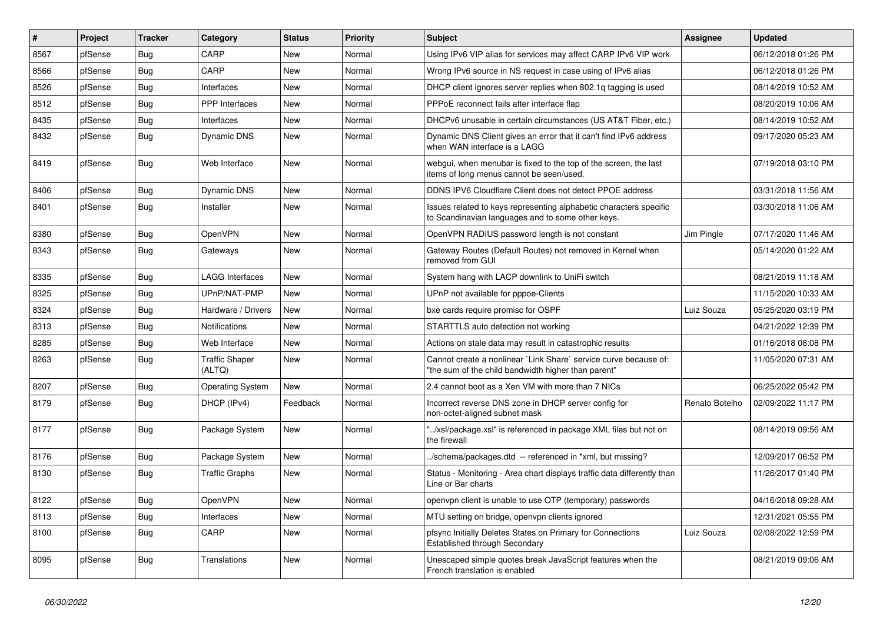| # | Project | Tracker | Category | Status | Priority | Subject | Assignee | Updated |
|---|---|---|---|---|---|---|---|---|
| 8567 | pfSense | Bug | CARP | New | Normal | Using IPv6 VIP alias for services may affect CARP IPv6 VIP work | | 06/12/2018 01:26 PM |
| 8566 | pfSense | Bug | CARP | New | Normal | Wrong IPv6 source in NS request in case using of IPv6 alias | | 06/12/2018 01:26 PM |
| 8526 | pfSense | Bug | Interfaces | New | Normal | DHCP client ignores server replies when 802.1q tagging is used | | 08/14/2019 10:52 AM |
| 8512 | pfSense | Bug | PPP Interfaces | New | Normal | PPPoE reconnect fails after interface flap | | 08/20/2019 10:06 AM |
| 8435 | pfSense | Bug | Interfaces | New | Normal | DHCPv6 unusable in certain circumstances (US AT&T Fiber, etc.) | | 08/14/2019 10:52 AM |
| 8432 | pfSense | Bug | Dynamic DNS | New | Normal | Dynamic DNS Client gives an error that it can't find IPv6 address when WAN interface is a LAGG | | 09/17/2020 05:23 AM |
| 8419 | pfSense | Bug | Web Interface | New | Normal | webgui, when menubar is fixed to the top of the screen, the last items of long menus cannot be seen/used. | | 07/19/2018 03:10 PM |
| 8406 | pfSense | Bug | Dynamic DNS | New | Normal | DDNS IPV6 Cloudflare Client does not detect PPOE address | | 03/31/2018 11:56 AM |
| 8401 | pfSense | Bug | Installer | New | Normal | Issues related to keys representing alphabetic characters specific to Scandinavian languages and to some other keys. | | 03/30/2018 11:06 AM |
| 8380 | pfSense | Bug | OpenVPN | New | Normal | OpenVPN RADIUS password length is not constant | Jim Pingle | 07/17/2020 11:46 AM |
| 8343 | pfSense | Bug | Gateways | New | Normal | Gateway Routes (Default Routes) not removed in Kernel when removed from GUI | | 05/14/2020 01:22 AM |
| 8335 | pfSense | Bug | LAGG Interfaces | New | Normal | System hang with LACP downlink to UniFi switch | | 08/21/2019 11:18 AM |
| 8325 | pfSense | Bug | UPnP/NAT-PMP | New | Normal | UPnP not available for pppoe-Clients | | 11/15/2020 10:33 AM |
| 8324 | pfSense | Bug | Hardware / Drivers | New | Normal | bxe cards require promisc for OSPF | Luiz Souza | 05/25/2020 03:19 PM |
| 8313 | pfSense | Bug | Notifications | New | Normal | STARTTLS auto detection not working | | 04/21/2022 12:39 PM |
| 8285 | pfSense | Bug | Web Interface | New | Normal | Actions on stale data may result in catastrophic results | | 01/16/2018 08:08 PM |
| 8263 | pfSense | Bug | Traffic Shaper (ALTQ) | New | Normal | Cannot create a nonlinear `Link Share` service curve because of: "the sum of the child bandwidth higher than parent" | | 11/05/2020 07:31 AM |
| 8207 | pfSense | Bug | Operating System | New | Normal | 2.4 cannot boot as a Xen VM with more than 7 NICs | | 06/25/2022 05:42 PM |
| 8179 | pfSense | Bug | DHCP (IPv4) | Feedback | Normal | Incorrect reverse DNS zone in DHCP server config for non-octet-aligned subnet mask | Renato Botelho | 02/09/2022 11:17 PM |
| 8177 | pfSense | Bug | Package System | New | Normal | "../xsl/package.xsl" is referenced in package XML files but not on the firewall | | 08/14/2019 09:56 AM |
| 8176 | pfSense | Bug | Package System | New | Normal | ../schema/packages.dtd -- referenced in *xml, but missing? | | 12/09/2017 06:52 PM |
| 8130 | pfSense | Bug | Traffic Graphs | New | Normal | Status - Monitoring - Area chart displays traffic data differently than Line or Bar charts | | 11/26/2017 01:40 PM |
| 8122 | pfSense | Bug | OpenVPN | New | Normal | openvpn client is unable to use OTP (temporary) passwords | | 04/16/2018 09:28 AM |
| 8113 | pfSense | Bug | Interfaces | New | Normal | MTU setting on bridge, openvpn clients ignored | | 12/31/2021 05:55 PM |
| 8100 | pfSense | Bug | CARP | New | Normal | pfsync Initially Deletes States on Primary for Connections Established through Secondary | Luiz Souza | 02/08/2022 12:59 PM |
| 8095 | pfSense | Bug | Translations | New | Normal | Unescaped simple quotes break JavaScript features when the French translation is enabled | | 08/21/2019 09:06 AM |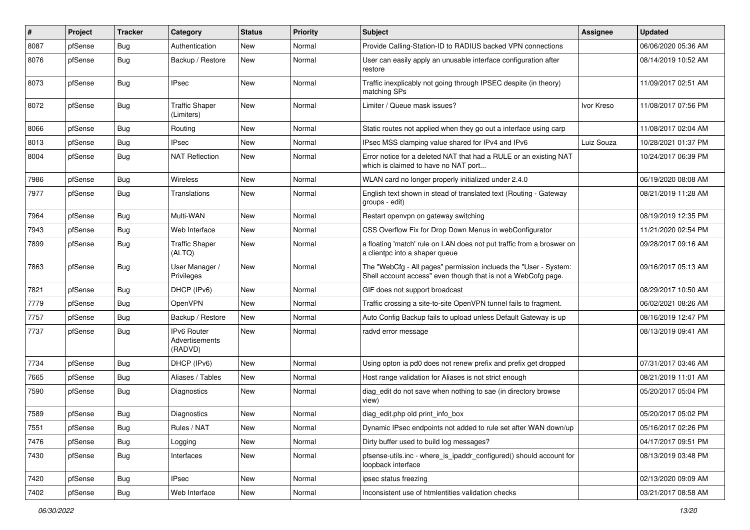| # | Project | Tracker | Category | Status | Priority | Subject | Assignee | Updated |
|---|---|---|---|---|---|---|---|---|
| 8087 | pfSense | Bug | Authentication | New | Normal | Provide Calling-Station-ID to RADIUS backed VPN connections | | 06/06/2020 05:36 AM |
| 8076 | pfSense | Bug | Backup / Restore | New | Normal | User can easily apply an unusable interface configuration after restore | | 08/14/2019 10:52 AM |
| 8073 | pfSense | Bug | IPsec | New | Normal | Traffic inexplicably not going through IPSEC despite (in theory) matching SPs | | 11/09/2017 02:51 AM |
| 8072 | pfSense | Bug | Traffic Shaper (Limiters) | New | Normal | Limiter / Queue mask issues? | Ivor Kreso | 11/08/2017 07:56 PM |
| 8066 | pfSense | Bug | Routing | New | Normal | Static routes not applied when they go out a interface using carp | | 11/08/2017 02:04 AM |
| 8013 | pfSense | Bug | IPsec | New | Normal | IPsec MSS clamping value shared for IPv4 and IPv6 | Luiz Souza | 10/28/2021 01:37 PM |
| 8004 | pfSense | Bug | NAT Reflection | New | Normal | Error notice for a deleted NAT that had a RULE or an existing NAT which is claimed to have no NAT port... | | 10/24/2017 06:39 PM |
| 7986 | pfSense | Bug | Wireless | New | Normal | WLAN card no longer properly initialized under 2.4.0 | | 06/19/2020 08:08 AM |
| 7977 | pfSense | Bug | Translations | New | Normal | English text shown in stead of translated text (Routing - Gateway groups - edit) | | 08/21/2019 11:28 AM |
| 7964 | pfSense | Bug | Multi-WAN | New | Normal | Restart openvpn on gateway switching | | 08/19/2019 12:35 PM |
| 7943 | pfSense | Bug | Web Interface | New | Normal | CSS Overflow Fix for Drop Down Menus in webConfigurator | | 11/21/2020 02:54 PM |
| 7899 | pfSense | Bug | Traffic Shaper (ALTQ) | New | Normal | a floating 'match' rule on LAN does not put traffic from a broswer on a clientpc into a shaper queue | | 09/28/2017 09:16 AM |
| 7863 | pfSense | Bug | User Manager / Privileges | New | Normal | The "WebCfg - All pages" permission inclueds the "User - System: Shell account access" even though that is not a WebCofg page. | | 09/16/2017 05:13 AM |
| 7821 | pfSense | Bug | DHCP (IPv6) | New | Normal | GIF does not support broadcast | | 08/29/2017 10:50 AM |
| 7779 | pfSense | Bug | OpenVPN | New | Normal | Traffic crossing a site-to-site OpenVPN tunnel fails to fragment. | | 06/02/2021 08:26 AM |
| 7757 | pfSense | Bug | Backup / Restore | New | Normal | Auto Config Backup fails to upload unless Default Gateway is up | | 08/16/2019 12:47 PM |
| 7737 | pfSense | Bug | IPv6 Router Advertisements (RADVD) | New | Normal | radvd error message | | 08/13/2019 09:41 AM |
| 7734 | pfSense | Bug | DHCP (IPv6) | New | Normal | Using opton ia pd0 does not renew prefix and prefix get dropped | | 07/31/2017 03:46 AM |
| 7665 | pfSense | Bug | Aliases / Tables | New | Normal | Host range validation for Aliases is not strict enough | | 08/21/2019 11:01 AM |
| 7590 | pfSense | Bug | Diagnostics | New | Normal | diag_edit do not save when nothing to sae (in directory browse view) | | 05/20/2017 05:04 PM |
| 7589 | pfSense | Bug | Diagnostics | New | Normal | diag_edit.php old print_info_box | | 05/20/2017 05:02 PM |
| 7551 | pfSense | Bug | Rules / NAT | New | Normal | Dynamic IPsec endpoints not added to rule set after WAN down/up | | 05/16/2017 02:26 PM |
| 7476 | pfSense | Bug | Logging | New | Normal | Dirty buffer used to build log messages? | | 04/17/2017 09:51 PM |
| 7430 | pfSense | Bug | Interfaces | New | Normal | pfsense-utils.inc - where_is_ipaddr_configured() should account for loopback interface | | 08/13/2019 03:48 PM |
| 7420 | pfSense | Bug | IPsec | New | Normal | ipsec status freezing | | 02/13/2020 09:09 AM |
| 7402 | pfSense | Bug | Web Interface | New | Normal | Inconsistent use of htmlentities validation checks | | 03/21/2017 08:58 AM |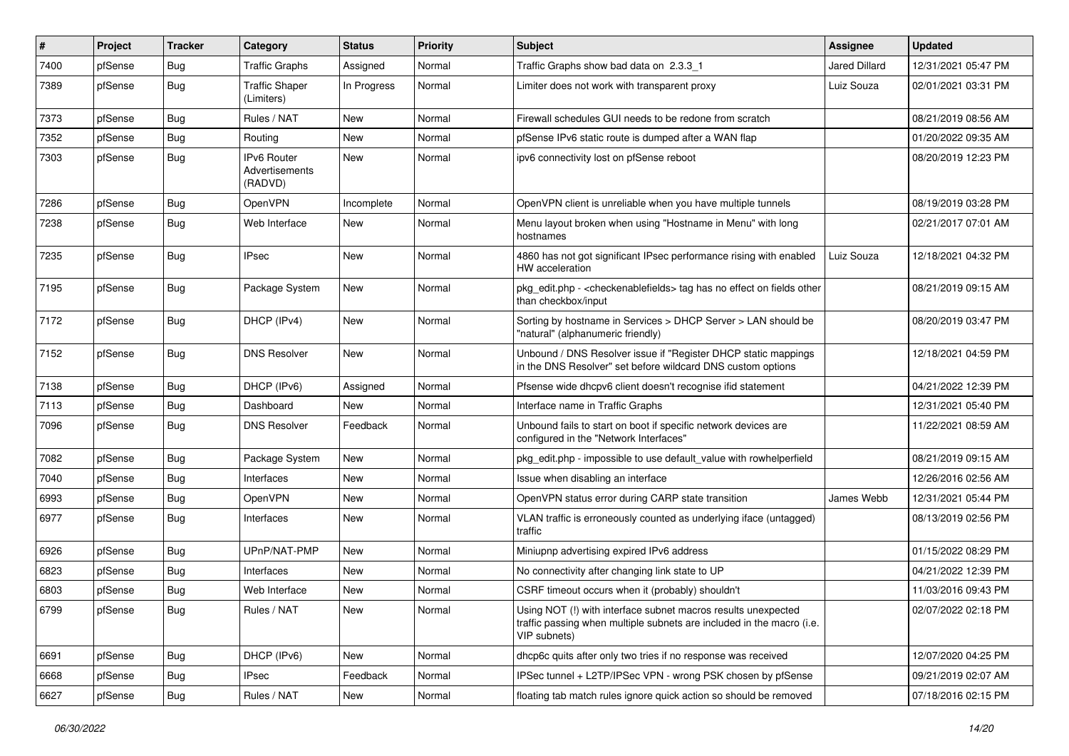| # | Project | Tracker | Category | Status | Priority | Subject | Assignee | Updated |
|---|---|---|---|---|---|---|---|---|
| 7400 | pfSense | Bug | Traffic Graphs | Assigned | Normal | Traffic Graphs show bad data on 2.3.3_1 | Jared Dillard | 12/31/2021 05:47 PM |
| 7389 | pfSense | Bug | Traffic Shaper (Limiters) | In Progress | Normal | Limiter does not work with transparent proxy | Luiz Souza | 02/01/2021 03:31 PM |
| 7373 | pfSense | Bug | Rules / NAT | New | Normal | Firewall schedules GUI needs to be redone from scratch | | 08/21/2019 08:56 AM |
| 7352 | pfSense | Bug | Routing | New | Normal | pfSense IPv6 static route is dumped after a WAN flap | | 01/20/2022 09:35 AM |
| 7303 | pfSense | Bug | IPv6 Router Advertisements (RADVD) | New | Normal | ipv6 connectivity lost on pfSense reboot | | 08/20/2019 12:23 PM |
| 7286 | pfSense | Bug | OpenVPN | Incomplete | Normal | OpenVPN client is unreliable when you have multiple tunnels | | 08/19/2019 03:28 PM |
| 7238 | pfSense | Bug | Web Interface | New | Normal | Menu layout broken when using "Hostname in Menu" with long hostnames | | 02/21/2017 07:01 AM |
| 7235 | pfSense | Bug | IPsec | New | Normal | 4860 has not got significant IPsec performance rising with enabled HW acceleration | Luiz Souza | 12/18/2021 04:32 PM |
| 7195 | pfSense | Bug | Package System | New | Normal | pkg_edit.php - <checkenablefields> tag has no effect on fields other than checkbox/input | | 08/21/2019 09:15 AM |
| 7172 | pfSense | Bug | DHCP (IPv4) | New | Normal | Sorting by hostname in Services > DHCP Server > LAN should be "natural" (alphanumeric friendly) | | 08/20/2019 03:47 PM |
| 7152 | pfSense | Bug | DNS Resolver | New | Normal | Unbound / DNS Resolver issue if "Register DHCP static mappings in the DNS Resolver" set before wildcard DNS custom options | | 12/18/2021 04:59 PM |
| 7138 | pfSense | Bug | DHCP (IPv6) | Assigned | Normal | Pfsense wide dhcpv6 client doesn't recognise ifid statement | | 04/21/2022 12:39 PM |
| 7113 | pfSense | Bug | Dashboard | New | Normal | Interface name in Traffic Graphs | | 12/31/2021 05:40 PM |
| 7096 | pfSense | Bug | DNS Resolver | Feedback | Normal | Unbound fails to start on boot if specific network devices are configured in the "Network Interfaces" | | 11/22/2021 08:59 AM |
| 7082 | pfSense | Bug | Package System | New | Normal | pkg_edit.php - impossible to use default_value with rowhelperfield | | 08/21/2019 09:15 AM |
| 7040 | pfSense | Bug | Interfaces | New | Normal | Issue when disabling an interface | | 12/26/2016 02:56 AM |
| 6993 | pfSense | Bug | OpenVPN | New | Normal | OpenVPN status error during CARP state transition | James Webb | 12/31/2021 05:44 PM |
| 6977 | pfSense | Bug | Interfaces | New | Normal | VLAN traffic is erroneously counted as underlying iface (untagged) traffic | | 08/13/2019 02:56 PM |
| 6926 | pfSense | Bug | UPnP/NAT-PMP | New | Normal | Miniupnp advertising expired IPv6 address | | 01/15/2022 08:29 PM |
| 6823 | pfSense | Bug | Interfaces | New | Normal | No connectivity after changing link state to UP | | 04/21/2022 12:39 PM |
| 6803 | pfSense | Bug | Web Interface | New | Normal | CSRF timeout occurs when it (probably) shouldn't | | 11/03/2016 09:43 PM |
| 6799 | pfSense | Bug | Rules / NAT | New | Normal | Using NOT (!) with interface subnet macros results unexpected traffic passing when multiple subnets are included in the macro (i.e. VIP subnets) | | 02/07/2022 02:18 PM |
| 6691 | pfSense | Bug | DHCP (IPv6) | New | Normal | dhcp6c quits after only two tries if no response was received | | 12/07/2020 04:25 PM |
| 6668 | pfSense | Bug | IPsec | Feedback | Normal | IPSec tunnel + L2TP/IPSec VPN - wrong PSK chosen by pfSense | | 09/21/2019 02:07 AM |
| 6627 | pfSense | Bug | Rules / NAT | New | Normal | floating tab match rules ignore quick action so should be removed | | 07/18/2016 02:15 PM |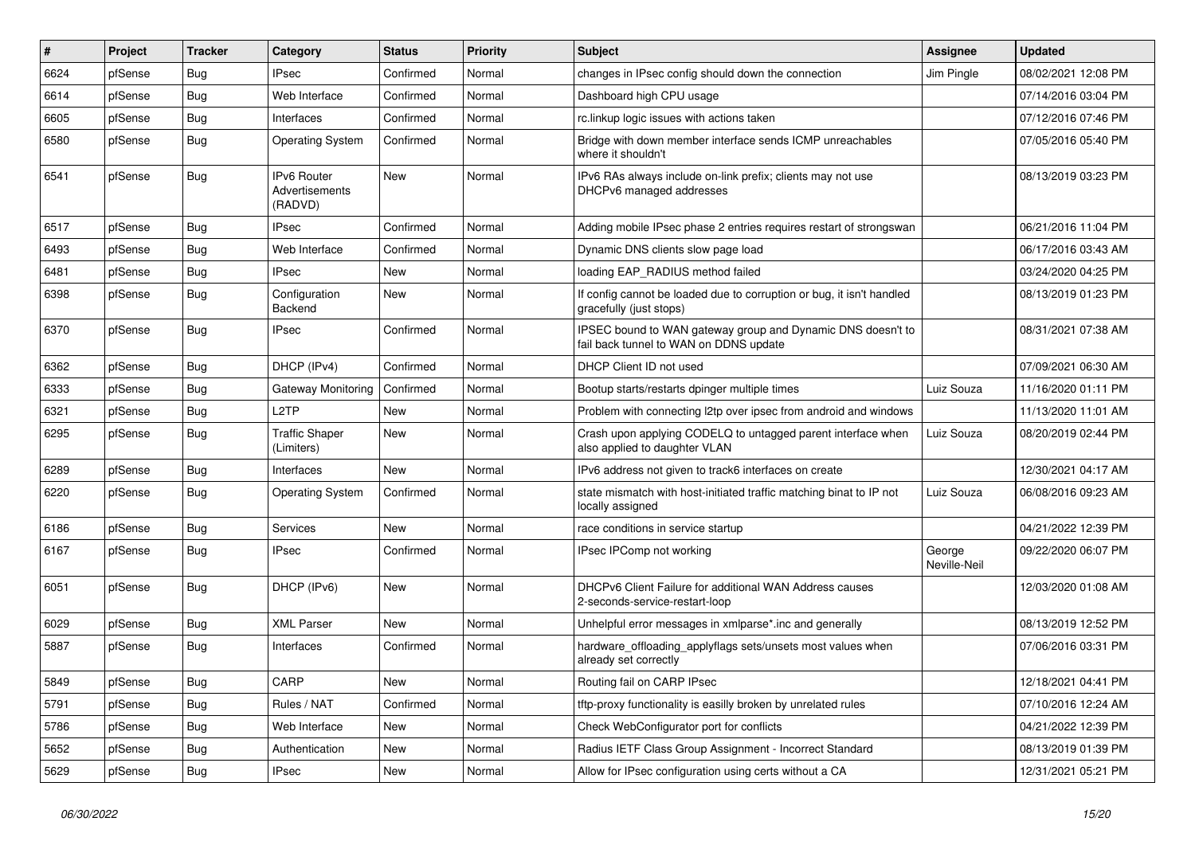| # | Project | Tracker | Category | Status | Priority | Subject | Assignee | Updated |
|---|---|---|---|---|---|---|---|---|
| 6624 | pfSense | Bug | IPsec | Confirmed | Normal | changes in IPsec config should down the connection | Jim Pingle | 08/02/2021 12:08 PM |
| 6614 | pfSense | Bug | Web Interface | Confirmed | Normal | Dashboard high CPU usage | | 07/14/2016 03:04 PM |
| 6605 | pfSense | Bug | Interfaces | Confirmed | Normal | rc.linkup logic issues with actions taken | | 07/12/2016 07:46 PM |
| 6580 | pfSense | Bug | Operating System | Confirmed | Normal | Bridge with down member interface sends ICMP unreachables where it shouldn't | | 07/05/2016 05:40 PM |
| 6541 | pfSense | Bug | IPv6 Router Advertisements (RADVD) | New | Normal | IPv6 RAs always include on-link prefix; clients may not use DHCPv6 managed addresses | | 08/13/2019 03:23 PM |
| 6517 | pfSense | Bug | IPsec | Confirmed | Normal | Adding mobile IPsec phase 2 entries requires restart of strongswan | | 06/21/2016 11:04 PM |
| 6493 | pfSense | Bug | Web Interface | Confirmed | Normal | Dynamic DNS clients slow page load | | 06/17/2016 03:43 AM |
| 6481 | pfSense | Bug | IPsec | New | Normal | loading EAP_RADIUS method failed | | 03/24/2020 04:25 PM |
| 6398 | pfSense | Bug | Configuration Backend | New | Normal | If config cannot be loaded due to corruption or bug, it isn't handled gracefully (just stops) | | 08/13/2019 01:23 PM |
| 6370 | pfSense | Bug | IPsec | Confirmed | Normal | IPSEC bound to WAN gateway group and Dynamic DNS doesn't to fail back tunnel to WAN on DDNS update | | 08/31/2021 07:38 AM |
| 6362 | pfSense | Bug | DHCP (IPv4) | Confirmed | Normal | DHCP Client ID not used | | 07/09/2021 06:30 AM |
| 6333 | pfSense | Bug | Gateway Monitoring | Confirmed | Normal | Bootup starts/restarts dpinger multiple times | Luiz Souza | 11/16/2020 01:11 PM |
| 6321 | pfSense | Bug | L2TP | New | Normal | Problem with connecting l2tp over ipsec from android and windows | | 11/13/2020 11:01 AM |
| 6295 | pfSense | Bug | Traffic Shaper (Limiters) | New | Normal | Crash upon applying CODELQ to untagged parent interface when also applied to daughter VLAN | Luiz Souza | 08/20/2019 02:44 PM |
| 6289 | pfSense | Bug | Interfaces | New | Normal | IPv6 address not given to track6 interfaces on create | | 12/30/2021 04:17 AM |
| 6220 | pfSense | Bug | Operating System | Confirmed | Normal | state mismatch with host-initiated traffic matching binat to IP not locally assigned | Luiz Souza | 06/08/2016 09:23 AM |
| 6186 | pfSense | Bug | Services | New | Normal | race conditions in service startup | | 04/21/2022 12:39 PM |
| 6167 | pfSense | Bug | IPsec | Confirmed | Normal | IPsec IPComp not working | George Neville-Neil | 09/22/2020 06:07 PM |
| 6051 | pfSense | Bug | DHCP (IPv6) | New | Normal | DHCPv6 Client Failure for additional WAN Address causes 2-seconds-service-restart-loop | | 12/03/2020 01:08 AM |
| 6029 | pfSense | Bug | XML Parser | New | Normal | Unhelpful error messages in xmlparse*.inc and generally | | 08/13/2019 12:52 PM |
| 5887 | pfSense | Bug | Interfaces | Confirmed | Normal | hardware_offloading_applyflags sets/unsets most values when already set correctly | | 07/06/2016 03:31 PM |
| 5849 | pfSense | Bug | CARP | New | Normal | Routing fail on CARP IPsec | | 12/18/2021 04:41 PM |
| 5791 | pfSense | Bug | Rules / NAT | Confirmed | Normal | tftp-proxy functionality is easilly broken by unrelated rules | | 07/10/2016 12:24 AM |
| 5786 | pfSense | Bug | Web Interface | New | Normal | Check WebConfigurator port for conflicts | | 04/21/2022 12:39 PM |
| 5652 | pfSense | Bug | Authentication | New | Normal | Radius IETF Class Group Assignment - Incorrect Standard | | 08/13/2019 01:39 PM |
| 5629 | pfSense | Bug | IPsec | New | Normal | Allow for IPsec configuration using certs without a CA | | 12/31/2021 05:21 PM |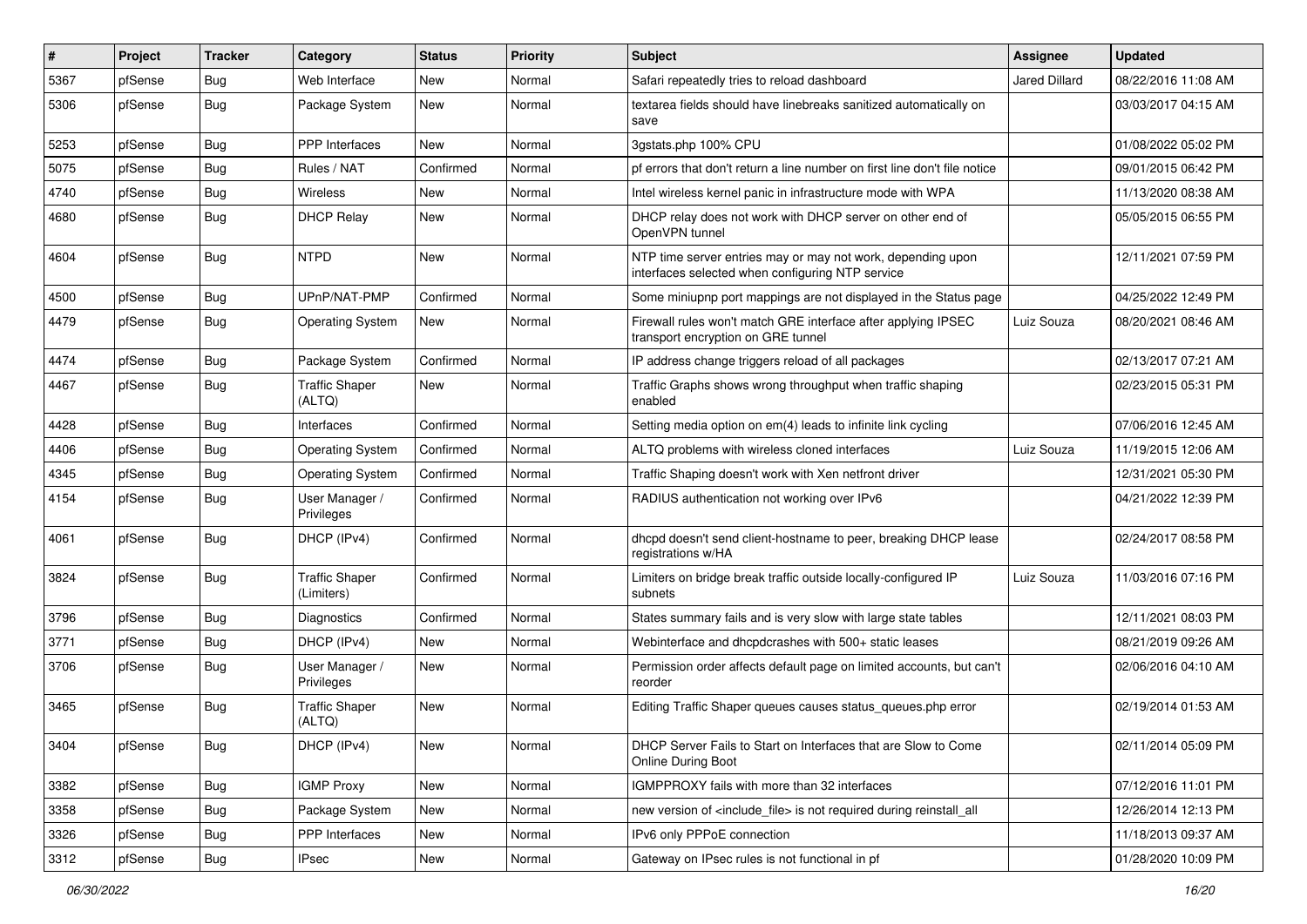| # | Project | Tracker | Category | Status | Priority | Subject | Assignee | Updated |
|---|---|---|---|---|---|---|---|---|
| 5367 | pfSense | Bug | Web Interface | New | Normal | Safari repeatedly tries to reload dashboard | Jared Dillard | 08/22/2016 11:08 AM |
| 5306 | pfSense | Bug | Package System | New | Normal | textarea fields should have linebreaks sanitized automatically on save | | 03/03/2017 04:15 AM |
| 5253 | pfSense | Bug | PPP Interfaces | New | Normal | 3gstats.php 100% CPU | | 01/08/2022 05:02 PM |
| 5075 | pfSense | Bug | Rules / NAT | Confirmed | Normal | pf errors that don't return a line number on first line don't file notice | | 09/01/2015 06:42 PM |
| 4740 | pfSense | Bug | Wireless | New | Normal | Intel wireless kernel panic in infrastructure mode with WPA | | 11/13/2020 08:38 AM |
| 4680 | pfSense | Bug | DHCP Relay | New | Normal | DHCP relay does not work with DHCP server on other end of OpenVPN tunnel | | 05/05/2015 06:55 PM |
| 4604 | pfSense | Bug | NTPD | New | Normal | NTP time server entries may or may not work, depending upon interfaces selected when configuring NTP service | | 12/11/2021 07:59 PM |
| 4500 | pfSense | Bug | UPnP/NAT-PMP | Confirmed | Normal | Some miniupnp port mappings are not displayed in the Status page | | 04/25/2022 12:49 PM |
| 4479 | pfSense | Bug | Operating System | New | Normal | Firewall rules won't match GRE interface after applying IPSEC transport encryption on GRE tunnel | Luiz Souza | 08/20/2021 08:46 AM |
| 4474 | pfSense | Bug | Package System | Confirmed | Normal | IP address change triggers reload of all packages | | 02/13/2017 07:21 AM |
| 4467 | pfSense | Bug | Traffic Shaper (ALTQ) | New | Normal | Traffic Graphs shows wrong throughput when traffic shaping enabled | | 02/23/2015 05:31 PM |
| 4428 | pfSense | Bug | Interfaces | Confirmed | Normal | Setting media option on em(4) leads to infinite link cycling | | 07/06/2016 12:45 AM |
| 4406 | pfSense | Bug | Operating System | Confirmed | Normal | ALTQ problems with wireless cloned interfaces | Luiz Souza | 11/19/2015 12:06 AM |
| 4345 | pfSense | Bug | Operating System | Confirmed | Normal | Traffic Shaping doesn't work with Xen netfront driver | | 12/31/2021 05:30 PM |
| 4154 | pfSense | Bug | User Manager / Privileges | Confirmed | Normal | RADIUS authentication not working over IPv6 | | 04/21/2022 12:39 PM |
| 4061 | pfSense | Bug | DHCP (IPv4) | Confirmed | Normal | dhcpd doesn't send client-hostname to peer, breaking DHCP lease registrations w/HA | | 02/24/2017 08:58 PM |
| 3824 | pfSense | Bug | Traffic Shaper (Limiters) | Confirmed | Normal | Limiters on bridge break traffic outside locally-configured IP subnets | Luiz Souza | 11/03/2016 07:16 PM |
| 3796 | pfSense | Bug | Diagnostics | Confirmed | Normal | States summary fails and is very slow with large state tables | | 12/11/2021 08:03 PM |
| 3771 | pfSense | Bug | DHCP (IPv4) | New | Normal | Webinterface and dhcpdcrashes with 500+ static leases | | 08/21/2019 09:26 AM |
| 3706 | pfSense | Bug | User Manager / Privileges | New | Normal | Permission order affects default page on limited accounts, but can't reorder | | 02/06/2016 04:10 AM |
| 3465 | pfSense | Bug | Traffic Shaper (ALTQ) | New | Normal | Editing Traffic Shaper queues causes status_queues.php error | | 02/19/2014 01:53 AM |
| 3404 | pfSense | Bug | DHCP (IPv4) | New | Normal | DHCP Server Fails to Start on Interfaces that are Slow to Come Online During Boot | | 02/11/2014 05:09 PM |
| 3382 | pfSense | Bug | IGMP Proxy | New | Normal | IGMPPROXY fails with more than 32 interfaces | | 07/12/2016 11:01 PM |
| 3358 | pfSense | Bug | Package System | New | Normal | new version of <include_file> is not required during reinstall_all | | 12/26/2014 12:13 PM |
| 3326 | pfSense | Bug | PPP Interfaces | New | Normal | IPv6 only PPPoE connection | | 11/18/2013 09:37 AM |
| 3312 | pfSense | Bug | IPsec | New | Normal | Gateway on IPsec rules is not functional in pf | | 01/28/2020 10:09 PM |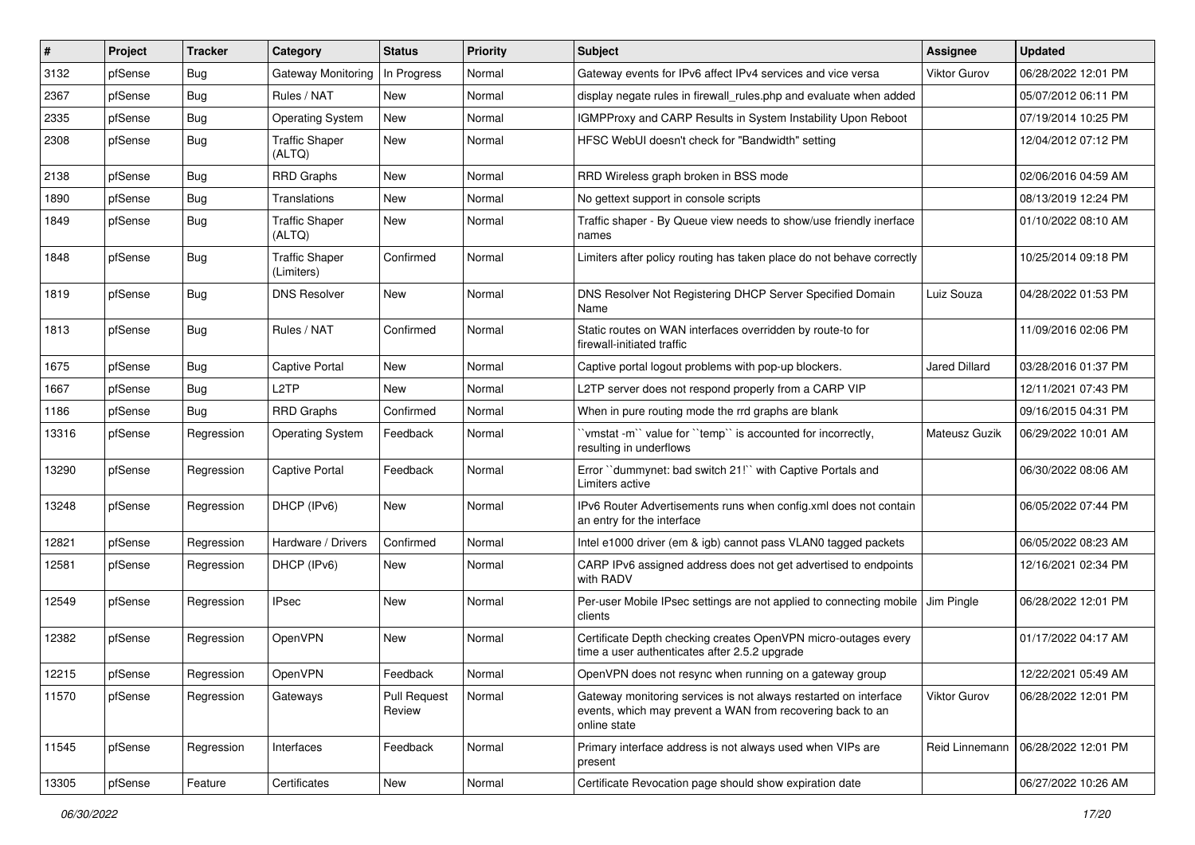| # | Project | Tracker | Category | Status | Priority | Subject | Assignee | Updated |
|---|---|---|---|---|---|---|---|---|
| 3132 | pfSense | Bug | Gateway Monitoring | In Progress | Normal | Gateway events for IPv6 affect IPv4 services and vice versa | Viktor Gurov | 06/28/2022 12:01 PM |
| 2367 | pfSense | Bug | Rules / NAT | New | Normal | display negate rules in firewall_rules.php and evaluate when added | | 05/07/2012 06:11 PM |
| 2335 | pfSense | Bug | Operating System | New | Normal | IGMPProxy and CARP Results in System Instability Upon Reboot | | 07/19/2014 10:25 PM |
| 2308 | pfSense | Bug | Traffic Shaper (ALTQ) | New | Normal | HFSC WebUI doesn't check for "Bandwidth" setting | | 12/04/2012 07:12 PM |
| 2138 | pfSense | Bug | RRD Graphs | New | Normal | RRD Wireless graph broken in BSS mode | | 02/06/2016 04:59 AM |
| 1890 | pfSense | Bug | Translations | New | Normal | No gettext support in console scripts | | 08/13/2019 12:24 PM |
| 1849 | pfSense | Bug | Traffic Shaper (ALTQ) | New | Normal | Traffic shaper - By Queue view needs to show/use friendly inerface names | | 01/10/2022 08:10 AM |
| 1848 | pfSense | Bug | Traffic Shaper (Limiters) | Confirmed | Normal | Limiters after policy routing has taken place do not behave correctly | | 10/25/2014 09:18 PM |
| 1819 | pfSense | Bug | DNS Resolver | New | Normal | DNS Resolver Not Registering DHCP Server Specified Domain Name | Luiz Souza | 04/28/2022 01:53 PM |
| 1813 | pfSense | Bug | Rules / NAT | Confirmed | Normal | Static routes on WAN interfaces overridden by route-to for firewall-initiated traffic | | 11/09/2016 02:06 PM |
| 1675 | pfSense | Bug | Captive Portal | New | Normal | Captive portal logout problems with pop-up blockers. | Jared Dillard | 03/28/2016 01:37 PM |
| 1667 | pfSense | Bug | L2TP | New | Normal | L2TP server does not respond properly from a CARP VIP | | 12/11/2021 07:43 PM |
| 1186 | pfSense | Bug | RRD Graphs | Confirmed | Normal | When in pure routing mode the rrd graphs are blank | | 09/16/2015 04:31 PM |
| 13316 | pfSense | Regression | Operating System | Feedback | Normal | ``vmstat -m`` value for ``temp`` is accounted for incorrectly, resulting in underflows | Mateusz Guzik | 06/29/2022 10:01 AM |
| 13290 | pfSense | Regression | Captive Portal | Feedback | Normal | Error ``dummynet: bad switch 21!`` with Captive Portals and Limiters active | | 06/30/2022 08:06 AM |
| 13248 | pfSense | Regression | DHCP (IPv6) | New | Normal | IPv6 Router Advertisements runs when config.xml does not contain an entry for the interface | | 06/05/2022 07:44 PM |
| 12821 | pfSense | Regression | Hardware / Drivers | Confirmed | Normal | Intel e1000 driver (em & igb) cannot pass VLAN0 tagged packets | | 06/05/2022 08:23 AM |
| 12581 | pfSense | Regression | DHCP (IPv6) | New | Normal | CARP IPv6 assigned address does not get advertised to endpoints with RADV | | 12/16/2021 02:34 PM |
| 12549 | pfSense | Regression | IPsec | New | Normal | Per-user Mobile IPsec settings are not applied to connecting mobile clients | Jim Pingle | 06/28/2022 12:01 PM |
| 12382 | pfSense | Regression | OpenVPN | New | Normal | Certificate Depth checking creates OpenVPN micro-outages every time a user authenticates after 2.5.2 upgrade | | 01/17/2022 04:17 AM |
| 12215 | pfSense | Regression | OpenVPN | Feedback | Normal | OpenVPN does not resync when running on a gateway group | | 12/22/2021 05:49 AM |
| 11570 | pfSense | Regression | Gateways | Pull Request Review | Normal | Gateway monitoring services is not always restarted on interface events, which may prevent a WAN from recovering back to an online state | Viktor Gurov | 06/28/2022 12:01 PM |
| 11545 | pfSense | Regression | Interfaces | Feedback | Normal | Primary interface address is not always used when VIPs are present | Reid Linnemann | 06/28/2022 12:01 PM |
| 13305 | pfSense | Feature | Certificates | New | Normal | Certificate Revocation page should show expiration date | | 06/27/2022 10:26 AM |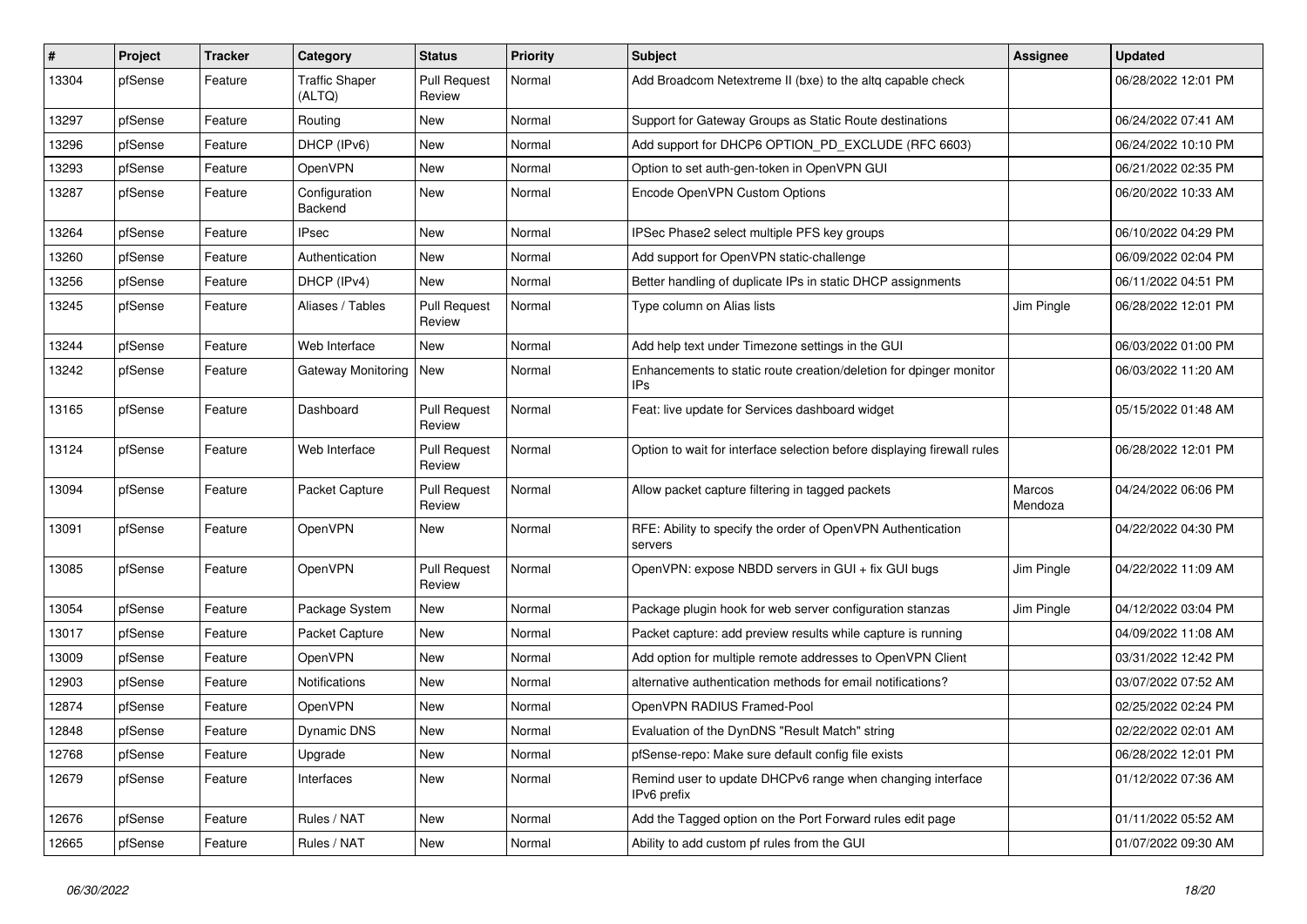| # | Project | Tracker | Category | Status | Priority | Subject | Assignee | Updated |
|---|---|---|---|---|---|---|---|---|
| 13304 | pfSense | Feature | Traffic Shaper (ALTQ) | Pull Request Review | Normal | Add Broadcom Netextreme II (bxe) to the altq capable check | | 06/28/2022 12:01 PM |
| 13297 | pfSense | Feature | Routing | New | Normal | Support for Gateway Groups as Static Route destinations | | 06/24/2022 07:41 AM |
| 13296 | pfSense | Feature | DHCP (IPv6) | New | Normal | Add support for DHCP6 OPTION_PD_EXCLUDE (RFC 6603) | | 06/24/2022 10:10 PM |
| 13293 | pfSense | Feature | OpenVPN | New | Normal | Option to set auth-gen-token in OpenVPN GUI | | 06/21/2022 02:35 PM |
| 13287 | pfSense | Feature | Configuration Backend | New | Normal | Encode OpenVPN Custom Options | | 06/20/2022 10:33 AM |
| 13264 | pfSense | Feature | IPsec | New | Normal | IPSec Phase2 select multiple PFS key groups | | 06/10/2022 04:29 PM |
| 13260 | pfSense | Feature | Authentication | New | Normal | Add support for OpenVPN static-challenge | | 06/09/2022 02:04 PM |
| 13256 | pfSense | Feature | DHCP (IPv4) | New | Normal | Better handling of duplicate IPs in static DHCP assignments | | 06/11/2022 04:51 PM |
| 13245 | pfSense | Feature | Aliases / Tables | Pull Request Review | Normal | Type column on Alias lists | Jim Pingle | 06/28/2022 12:01 PM |
| 13244 | pfSense | Feature | Web Interface | New | Normal | Add help text under Timezone settings in the GUI | | 06/03/2022 01:00 PM |
| 13242 | pfSense | Feature | Gateway Monitoring | New | Normal | Enhancements to static route creation/deletion for dpinger monitor IPs | | 06/03/2022 11:20 AM |
| 13165 | pfSense | Feature | Dashboard | Pull Request Review | Normal | Feat: live update for Services dashboard widget | | 05/15/2022 01:48 AM |
| 13124 | pfSense | Feature | Web Interface | Pull Request Review | Normal | Option to wait for interface selection before displaying firewall rules | | 06/28/2022 12:01 PM |
| 13094 | pfSense | Feature | Packet Capture | Pull Request Review | Normal | Allow packet capture filtering in tagged packets | Marcos Mendoza | 04/24/2022 06:06 PM |
| 13091 | pfSense | Feature | OpenVPN | New | Normal | RFE: Ability to specify the order of OpenVPN Authentication servers | | 04/22/2022 04:30 PM |
| 13085 | pfSense | Feature | OpenVPN | Pull Request Review | Normal | OpenVPN: expose NBDD servers in GUI + fix GUI bugs | Jim Pingle | 04/22/2022 11:09 AM |
| 13054 | pfSense | Feature | Package System | New | Normal | Package plugin hook for web server configuration stanzas | Jim Pingle | 04/12/2022 03:04 PM |
| 13017 | pfSense | Feature | Packet Capture | New | Normal | Packet capture: add preview results while capture is running | | 04/09/2022 11:08 AM |
| 13009 | pfSense | Feature | OpenVPN | New | Normal | Add option for multiple remote addresses to OpenVPN Client | | 03/31/2022 12:42 PM |
| 12903 | pfSense | Feature | Notifications | New | Normal | alternative authentication methods for email notifications? | | 03/07/2022 07:52 AM |
| 12874 | pfSense | Feature | OpenVPN | New | Normal | OpenVPN RADIUS Framed-Pool | | 02/25/2022 02:24 PM |
| 12848 | pfSense | Feature | Dynamic DNS | New | Normal | Evaluation of the DynDNS "Result Match" string | | 02/22/2022 02:01 AM |
| 12768 | pfSense | Feature | Upgrade | New | Normal | pfSense-repo: Make sure default config file exists | | 06/28/2022 12:01 PM |
| 12679 | pfSense | Feature | Interfaces | New | Normal | Remind user to update DHCPv6 range when changing interface IPv6 prefix | | 01/12/2022 07:36 AM |
| 12676 | pfSense | Feature | Rules / NAT | New | Normal | Add the Tagged option on the Port Forward rules edit page | | 01/11/2022 05:52 AM |
| 12665 | pfSense | Feature | Rules / NAT | New | Normal | Ability to add custom pf rules from the GUI | | 01/07/2022 09:30 AM |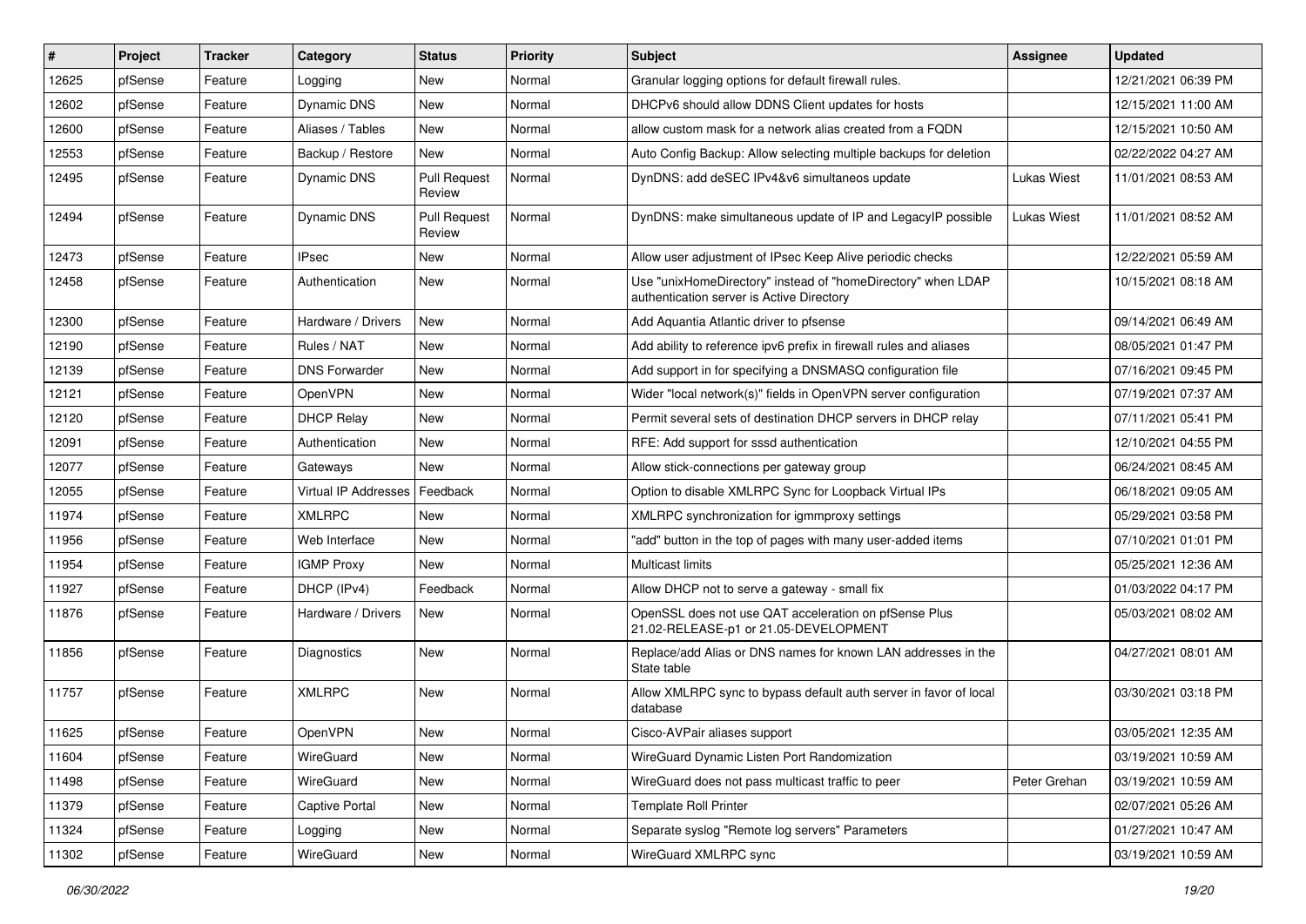| # | Project | Tracker | Category | Status | Priority | Subject | Assignee | Updated |
|---|---|---|---|---|---|---|---|---|
| 12625 | pfSense | Feature | Logging | New | Normal | Granular logging options for default firewall rules. | | 12/21/2021 06:39 PM |
| 12602 | pfSense | Feature | Dynamic DNS | New | Normal | DHCPv6 should allow DDNS Client updates for hosts | | 12/15/2021 11:00 AM |
| 12600 | pfSense | Feature | Aliases / Tables | New | Normal | allow custom mask for a network alias created from a FQDN | | 12/15/2021 10:50 AM |
| 12553 | pfSense | Feature | Backup / Restore | New | Normal | Auto Config Backup: Allow selecting multiple backups for deletion | | 02/22/2022 04:27 AM |
| 12495 | pfSense | Feature | Dynamic DNS | Pull Request Review | Normal | DynDNS: add deSEC IPv4&v6 simultaneos update | Lukas Wiest | 11/01/2021 08:53 AM |
| 12494 | pfSense | Feature | Dynamic DNS | Pull Request Review | Normal | DynDNS: make simultaneous update of IP and LegacyIP possible | Lukas Wiest | 11/01/2021 08:52 AM |
| 12473 | pfSense | Feature | IPsec | New | Normal | Allow user adjustment of IPsec Keep Alive periodic checks | | 12/22/2021 05:59 AM |
| 12458 | pfSense | Feature | Authentication | New | Normal | Use "unixHomeDirectory" instead of "homeDirectory" when LDAP authentication server is Active Directory | | 10/15/2021 08:18 AM |
| 12300 | pfSense | Feature | Hardware / Drivers | New | Normal | Add Aquantia Atlantic driver to pfsense | | 09/14/2021 06:49 AM |
| 12190 | pfSense | Feature | Rules / NAT | New | Normal | Add ability to reference ipv6 prefix in firewall rules and aliases | | 08/05/2021 01:47 PM |
| 12139 | pfSense | Feature | DNS Forwarder | New | Normal | Add support in for specifying a DNSMASQ configuration file | | 07/16/2021 09:45 PM |
| 12121 | pfSense | Feature | OpenVPN | New | Normal | Wider "local network(s)" fields in OpenVPN server configuration | | 07/19/2021 07:37 AM |
| 12120 | pfSense | Feature | DHCP Relay | New | Normal | Permit several sets of destination DHCP servers in DHCP relay | | 07/11/2021 05:41 PM |
| 12091 | pfSense | Feature | Authentication | New | Normal | RFE: Add support for sssd authentication | | 12/10/2021 04:55 PM |
| 12077 | pfSense | Feature | Gateways | New | Normal | Allow stick-connections per gateway group | | 06/24/2021 08:45 AM |
| 12055 | pfSense | Feature | Virtual IP Addresses | Feedback | Normal | Option to disable XMLRPC Sync for Loopback Virtual IPs | | 06/18/2021 09:05 AM |
| 11974 | pfSense | Feature | XMLRPC | New | Normal | XMLRPC synchronization for igmmproxy settings | | 05/29/2021 03:58 PM |
| 11956 | pfSense | Feature | Web Interface | New | Normal | "add" button in the top of pages with many user-added items | | 07/10/2021 01:01 PM |
| 11954 | pfSense | Feature | IGMP Proxy | New | Normal | Multicast limits | | 05/25/2021 12:36 AM |
| 11927 | pfSense | Feature | DHCP (IPv4) | Feedback | Normal | Allow DHCP not to serve a gateway - small fix | | 01/03/2022 04:17 PM |
| 11876 | pfSense | Feature | Hardware / Drivers | New | Normal | OpenSSL does not use QAT acceleration on pfSense Plus 21.02-RELEASE-p1 or 21.05-DEVELOPMENT | | 05/03/2021 08:02 AM |
| 11856 | pfSense | Feature | Diagnostics | New | Normal | Replace/add Alias or DNS names for known LAN addresses in the State table | | 04/27/2021 08:01 AM |
| 11757 | pfSense | Feature | XMLRPC | New | Normal | Allow XMLRPC sync to bypass default auth server in favor of local database | | 03/30/2021 03:18 PM |
| 11625 | pfSense | Feature | OpenVPN | New | Normal | Cisco-AVPair aliases support | | 03/05/2021 12:35 AM |
| 11604 | pfSense | Feature | WireGuard | New | Normal | WireGuard Dynamic Listen Port Randomization | | 03/19/2021 10:59 AM |
| 11498 | pfSense | Feature | WireGuard | New | Normal | WireGuard does not pass multicast traffic to peer | Peter Grehan | 03/19/2021 10:59 AM |
| 11379 | pfSense | Feature | Captive Portal | New | Normal | Template Roll Printer | | 02/07/2021 05:26 AM |
| 11324 | pfSense | Feature | Logging | New | Normal | Separate syslog "Remote log servers" Parameters | | 01/27/2021 10:47 AM |
| 11302 | pfSense | Feature | WireGuard | New | Normal | WireGuard XMLRPC sync | | 03/19/2021 10:59 AM |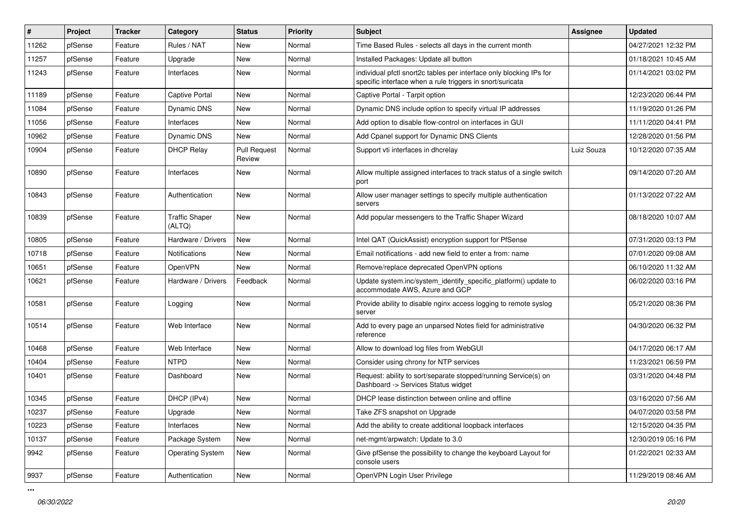| # | Project | Tracker | Category | Status | Priority | Subject | Assignee | Updated |
|---|---|---|---|---|---|---|---|---|
| 11262 | pfSense | Feature | Rules / NAT | New | Normal | Time Based Rules - selects all days in the current month | | 04/27/2021 12:32 PM |
| 11257 | pfSense | Feature | Upgrade | New | Normal | Installed Packages: Update all button | | 01/18/2021 10:45 AM |
| 11243 | pfSense | Feature | Interfaces | New | Normal | individual pfctl snort2c tables per interface only blocking IPs for specific interface when a rule triggers in snort/suricata | | 01/14/2021 03:02 PM |
| 11189 | pfSense | Feature | Captive Portal | New | Normal | Captive Portal - Tarpit option | | 12/23/2020 06:44 PM |
| 11084 | pfSense | Feature | Dynamic DNS | New | Normal | Dynamic DNS include option to specify virtual IP addresses | | 11/19/2020 01:26 PM |
| 11056 | pfSense | Feature | Interfaces | New | Normal | Add option to disable flow-control on interfaces in GUI | | 11/11/2020 04:41 PM |
| 10962 | pfSense | Feature | Dynamic DNS | New | Normal | Add Cpanel support for Dynamic DNS Clients | | 12/28/2020 01:56 PM |
| 10904 | pfSense | Feature | DHCP Relay | Pull Request Review | Normal | Support vti interfaces in dhcrelay | Luiz Souza | 10/12/2020 07:35 AM |
| 10890 | pfSense | Feature | Interfaces | New | Normal | Allow multiple assigned interfaces to track status of a single switch port | | 09/14/2020 07:20 AM |
| 10843 | pfSense | Feature | Authentication | New | Normal | Allow user manager settings to specify multiple authentication servers | | 01/13/2022 07:22 AM |
| 10839 | pfSense | Feature | Traffic Shaper (ALTQ) | New | Normal | Add popular messengers to the Traffic Shaper Wizard | | 08/18/2020 10:07 AM |
| 10805 | pfSense | Feature | Hardware / Drivers | New | Normal | Intel QAT (QuickAssist) encryption support for PfSense | | 07/31/2020 03:13 PM |
| 10718 | pfSense | Feature | Notifications | New | Normal | Email notifications - add new field to enter a from: name | | 07/01/2020 09:08 AM |
| 10651 | pfSense | Feature | OpenVPN | New | Normal | Remove/replace deprecated OpenVPN options | | 06/10/2020 11:32 AM |
| 10621 | pfSense | Feature | Hardware / Drivers | Feedback | Normal | Update system.inc/system_identify_specific_platform() update to accommodate AWS, Azure and GCP | | 06/02/2020 03:16 PM |
| 10581 | pfSense | Feature | Logging | New | Normal | Provide ability to disable nginx access logging to remote syslog server | | 05/21/2020 08:36 PM |
| 10514 | pfSense | Feature | Web Interface | New | Normal | Add to every page an unparsed Notes field for administrative reference | | 04/30/2020 06:32 PM |
| 10468 | pfSense | Feature | Web Interface | New | Normal | Allow to download log files from WebGUI | | 04/17/2020 06:17 AM |
| 10404 | pfSense | Feature | NTPD | New | Normal | Consider using chrony for NTP services | | 11/23/2021 06:59 PM |
| 10401 | pfSense | Feature | Dashboard | New | Normal | Request: ability to sort/separate stopped/running Service(s) on Dashboard -> Services Status widget | | 03/31/2020 04:48 PM |
| 10345 | pfSense | Feature | DHCP (IPv4) | New | Normal | DHCP lease distinction between online and offline | | 03/16/2020 07:56 AM |
| 10237 | pfSense | Feature | Upgrade | New | Normal | Take ZFS snapshot on Upgrade | | 04/07/2020 03:58 PM |
| 10223 | pfSense | Feature | Interfaces | New | Normal | Add the ability to create additional loopback interfaces | | 12/15/2020 04:35 PM |
| 10137 | pfSense | Feature | Package System | New | Normal | net-mgmt/arpwatch: Update to 3.0 | | 12/30/2019 05:16 PM |
| 9942 | pfSense | Feature | Operating System | New | Normal | Give pfSense the possibility to change the keyboard Layout for console users | | 01/22/2021 02:33 AM |
| 9937 | pfSense | Feature | Authentication | New | Normal | OpenVPN Login User Privilege | | 11/29/2019 08:46 AM |

...